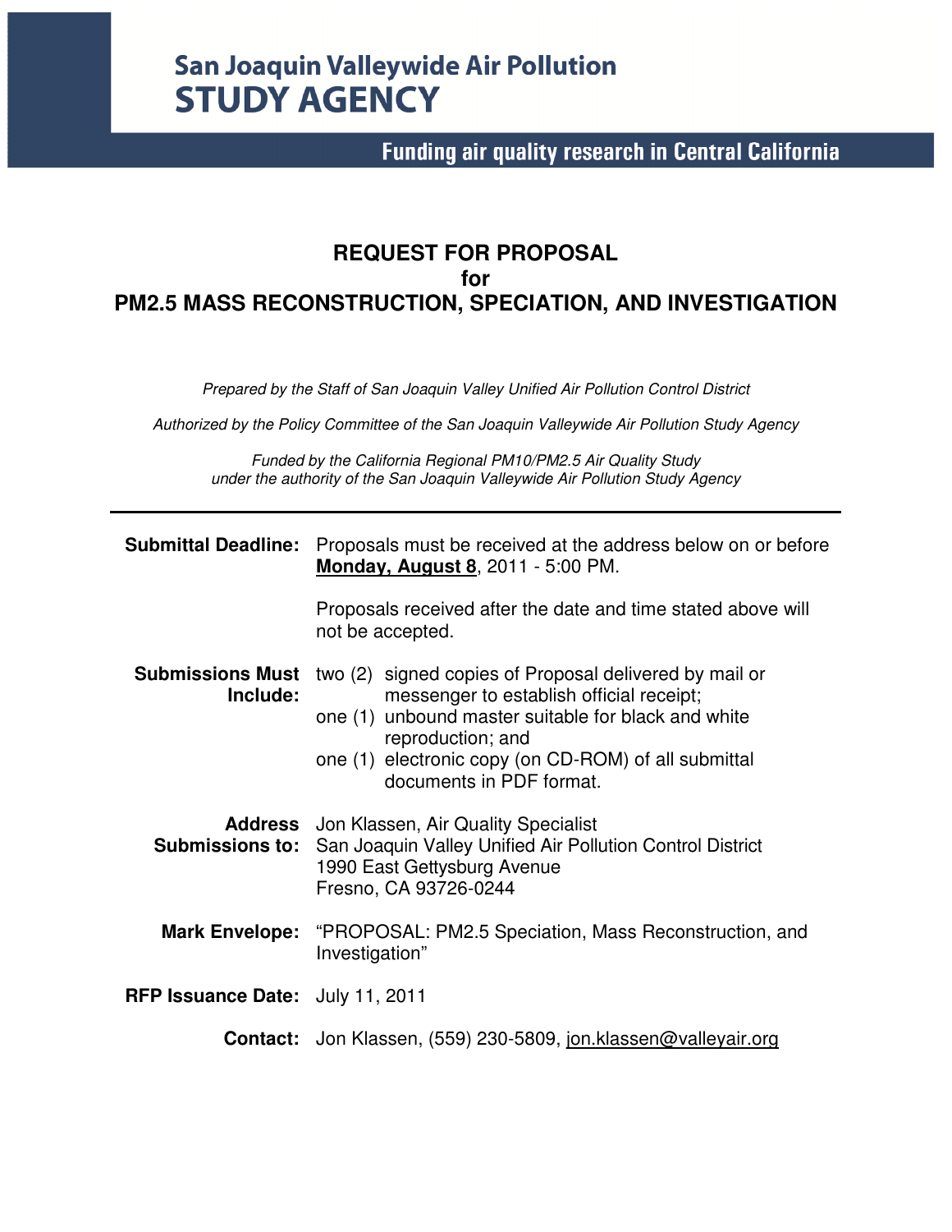San Joaquin Valleywide Air Pollution
**STUDY AGENCY**

**Funding air quality research in Central California**

# REQUEST FOR PROPOSAL
# for
# PM2.5 MASS RECONSTRUCTION, SPECIATION, AND INVESTIGATION

*Prepared by the Staff of San Joaquin Valley Unified Air Pollution Control District*

*Authorized by the Policy Committee of the San Joaquin Valleywide Air Pollution Study Agency*

*Funded by the California Regional PM10/PM2.5 Air Quality Study under the authority of the San Joaquin Valleywide Air Pollution Study Agency*

---

**Submittal Deadline:** Proposals must be received at the address below on or before **Monday, August 8**, 2011 - 5:00 PM.

Proposals received after the date and time stated above will not be accepted.

**Submissions Must Include:**
- two (2) signed copies of Proposal delivered by mail or messenger to establish official receipt;
- one (1) unbound master suitable for black and white reproduction; and
- one (1) electronic copy (on CD-ROM) of all submittal documents in PDF format.

**Address Submissions to:** Jon Klassen, Air Quality Specialist
San Joaquin Valley Unified Air Pollution Control District
1990 East Gettysburg Avenue
Fresno, CA 93726-0244

**Mark Envelope:** "PROPOSAL: PM2.5 Speciation, Mass Reconstruction, and Investigation"

**RFP Issuance Date:** July 11, 2011

**Contact:** Jon Klassen, (559) 230-5809, jon.klassen@valleyair.org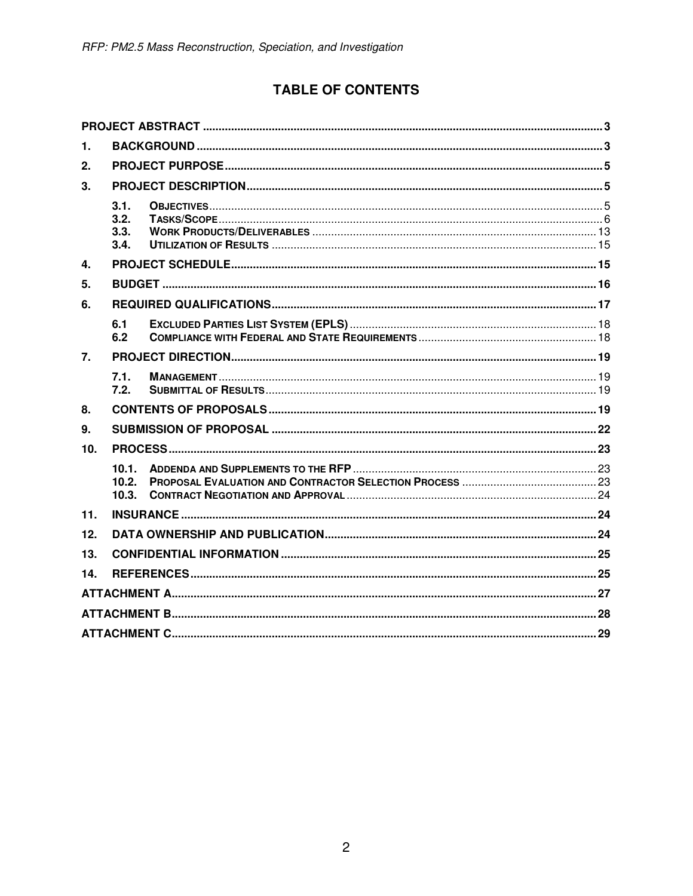# TABLE OF CONTENTS

PROJECT ABSTRACT ..... 3

1. BACKGROUND ..... 3
2. PROJECT PURPOSE ..... 5
3. PROJECT DESCRIPTION ..... 5
   - 3.1. OBJECTIVES ..... 5
   - 3.2. TASKS/SCOPE ..... 6
   - 3.3. WORK PRODUCTS/DELIVERABLES ..... 13
   - 3.4. UTILIZATION OF RESULTS ..... 15
4. PROJECT SCHEDULE ..... 15
5. BUDGET ..... 16
6. REQUIRED QUALIFICATIONS ..... 17
   - 6.1 EXCLUDED PARTIES LIST SYSTEM (EPLS) ..... 18
   - 6.2 COMPLIANCE WITH FEDERAL AND STATE REQUIREMENTS ..... 18
7. PROJECT DIRECTION ..... 19
   - 7.1. MANAGEMENT ..... 19
   - 7.2. SUBMITTAL OF RESULTS ..... 19
8. CONTENTS OF PROPOSALS ..... 19
9. SUBMISSION OF PROPOSAL ..... 22
10. PROCESS ..... 23
    - 10.1. ADDENDA AND SUPPLEMENTS TO THE RFP ..... 23
    - 10.2. PROPOSAL EVALUATION AND CONTRACTOR SELECTION PROCESS ..... 23
    - 10.3. CONTRACT NEGOTIATION AND APPROVAL ..... 24
11. INSURANCE ..... 24
12. DATA OWNERSHIP AND PUBLICATION ..... 24
13. CONFIDENTIAL INFORMATION ..... 25
14. REFERENCES ..... 25

ATTACHMENT A ..... 27

ATTACHMENT B ..... 28

ATTACHMENT C ..... 29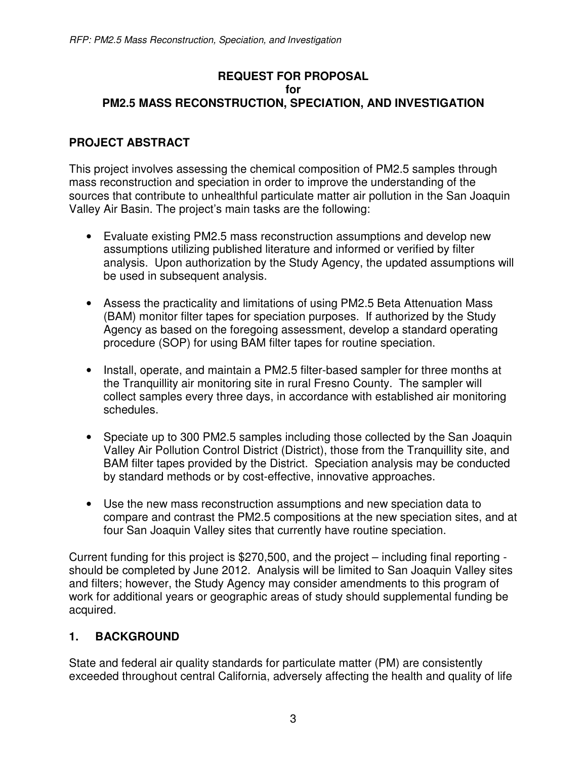**REQUEST FOR PROPOSAL**
**for**
**PM2.5 MASS RECONSTRUCTION, SPECIATION, AND INVESTIGATION**

## PROJECT ABSTRACT

This project involves assessing the chemical composition of PM2.5 samples through mass reconstruction and speciation in order to improve the understanding of the sources that contribute to unhealthful particulate matter air pollution in the San Joaquin Valley Air Basin. The project's main tasks are the following:

- Evaluate existing PM2.5 mass reconstruction assumptions and develop new assumptions utilizing published literature and informed or verified by filter analysis. Upon authorization by the Study Agency, the updated assumptions will be used in subsequent analysis.
- Assess the practicality and limitations of using PM2.5 Beta Attenuation Mass (BAM) monitor filter tapes for speciation purposes. If authorized by the Study Agency as based on the foregoing assessment, develop a standard operating procedure (SOP) for using BAM filter tapes for routine speciation.
- Install, operate, and maintain a PM2.5 filter-based sampler for three months at the Tranquillity air monitoring site in rural Fresno County. The sampler will collect samples every three days, in accordance with established air monitoring schedules.
- Speciate up to 300 PM2.5 samples including those collected by the San Joaquin Valley Air Pollution Control District (District), those from the Tranquillity site, and BAM filter tapes provided by the District. Speciation analysis may be conducted by standard methods or by cost-effective, innovative approaches.
- Use the new mass reconstruction assumptions and new speciation data to compare and contrast the PM2.5 compositions at the new speciation sites, and at four San Joaquin Valley sites that currently have routine speciation.

Current funding for this project is $270,500, and the project – including final reporting - should be completed by June 2012. Analysis will be limited to San Joaquin Valley sites and filters; however, the Study Agency may consider amendments to this program of work for additional years or geographic areas of study should supplemental funding be acquired.

## 1. BACKGROUND

State and federal air quality standards for particulate matter (PM) are consistently exceeded throughout central California, adversely affecting the health and quality of life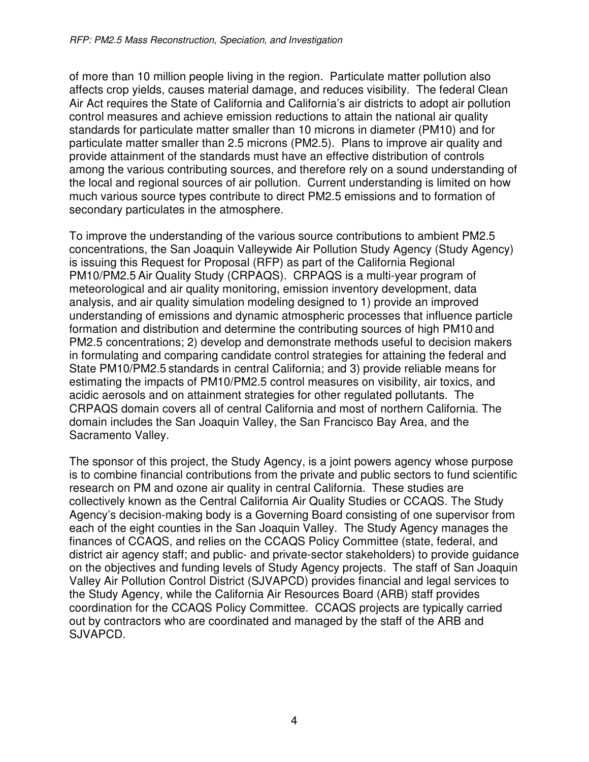of more than 10 million people living in the region. Particulate matter pollution also affects crop yields, causes material damage, and reduces visibility. The federal Clean Air Act requires the State of California and California's air districts to adopt air pollution control measures and achieve emission reductions to attain the national air quality standards for particulate matter smaller than 10 microns in diameter (PM10) and for particulate matter smaller than 2.5 microns (PM2.5). Plans to improve air quality and provide attainment of the standards must have an effective distribution of controls among the various contributing sources, and therefore rely on a sound understanding of the local and regional sources of air pollution. Current understanding is limited on how much various source types contribute to direct PM2.5 emissions and to formation of secondary particulates in the atmosphere.

To improve the understanding of the various source contributions to ambient PM2.5 concentrations, the San Joaquin Valleywide Air Pollution Study Agency (Study Agency) is issuing this Request for Proposal (RFP) as part of the California Regional PM10/PM2.5 Air Quality Study (CRPAQS). CRPAQS is a multi-year program of meteorological and air quality monitoring, emission inventory development, data analysis, and air quality simulation modeling designed to 1) provide an improved understanding of emissions and dynamic atmospheric processes that influence particle formation and distribution and determine the contributing sources of high PM10 and PM2.5 concentrations; 2) develop and demonstrate methods useful to decision makers in formulating and comparing candidate control strategies for attaining the federal and State PM10/PM2.5 standards in central California; and 3) provide reliable means for estimating the impacts of PM10/PM2.5 control measures on visibility, air toxics, and acidic aerosols and on attainment strategies for other regulated pollutants. The CRPAQS domain covers all of central California and most of northern California. The domain includes the San Joaquin Valley, the San Francisco Bay Area, and the Sacramento Valley.

The sponsor of this project, the Study Agency, is a joint powers agency whose purpose is to combine financial contributions from the private and public sectors to fund scientific research on PM and ozone air quality in central California. These studies are collectively known as the Central California Air Quality Studies or CCAQS. The Study Agency's decision-making body is a Governing Board consisting of one supervisor from each of the eight counties in the San Joaquin Valley. The Study Agency manages the finances of CCAQS, and relies on the CCAQS Policy Committee (state, federal, and district air agency staff; and public- and private-sector stakeholders) to provide guidance on the objectives and funding levels of Study Agency projects. The staff of San Joaquin Valley Air Pollution Control District (SJVAPCD) provides financial and legal services to the Study Agency, while the California Air Resources Board (ARB) staff provides coordination for the CCAQS Policy Committee. CCAQS projects are typically carried out by contractors who are coordinated and managed by the staff of the ARB and SJVAPCD.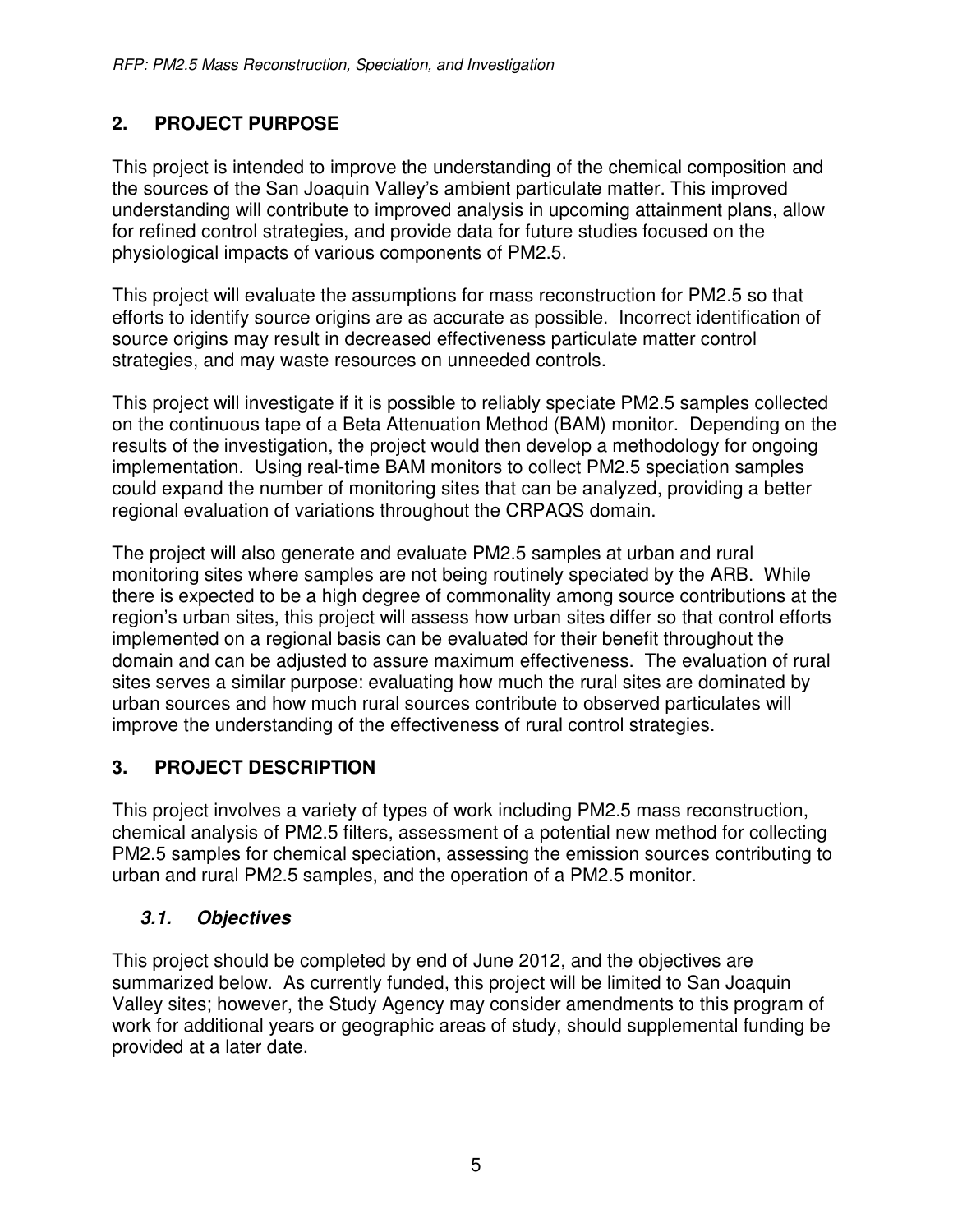## 2. PROJECT PURPOSE

This project is intended to improve the understanding of the chemical composition and the sources of the San Joaquin Valley's ambient particulate matter. This improved understanding will contribute to improved analysis in upcoming attainment plans, allow for refined control strategies, and provide data for future studies focused on the physiological impacts of various components of PM2.5.

This project will evaluate the assumptions for mass reconstruction for PM2.5 so that efforts to identify source origins are as accurate as possible. Incorrect identification of source origins may result in decreased effectiveness particulate matter control strategies, and may waste resources on unneeded controls.

This project will investigate if it is possible to reliably speciate PM2.5 samples collected on the continuous tape of a Beta Attenuation Method (BAM) monitor. Depending on the results of the investigation, the project would then develop a methodology for ongoing implementation. Using real-time BAM monitors to collect PM2.5 speciation samples could expand the number of monitoring sites that can be analyzed, providing a better regional evaluation of variations throughout the CRPAQS domain.

The project will also generate and evaluate PM2.5 samples at urban and rural monitoring sites where samples are not being routinely speciated by the ARB. While there is expected to be a high degree of commonality among source contributions at the region's urban sites, this project will assess how urban sites differ so that control efforts implemented on a regional basis can be evaluated for their benefit throughout the domain and can be adjusted to assure maximum effectiveness. The evaluation of rural sites serves a similar purpose: evaluating how much the rural sites are dominated by urban sources and how much rural sources contribute to observed particulates will improve the understanding of the effectiveness of rural control strategies.

## 3. PROJECT DESCRIPTION

This project involves a variety of types of work including PM2.5 mass reconstruction, chemical analysis of PM2.5 filters, assessment of a potential new method for collecting PM2.5 samples for chemical speciation, assessing the emission sources contributing to urban and rural PM2.5 samples, and the operation of a PM2.5 monitor.

### *3.1. Objectives*

This project should be completed by end of June 2012, and the objectives are summarized below. As currently funded, this project will be limited to San Joaquin Valley sites; however, the Study Agency may consider amendments to this program of work for additional years or geographic areas of study, should supplemental funding be provided at a later date.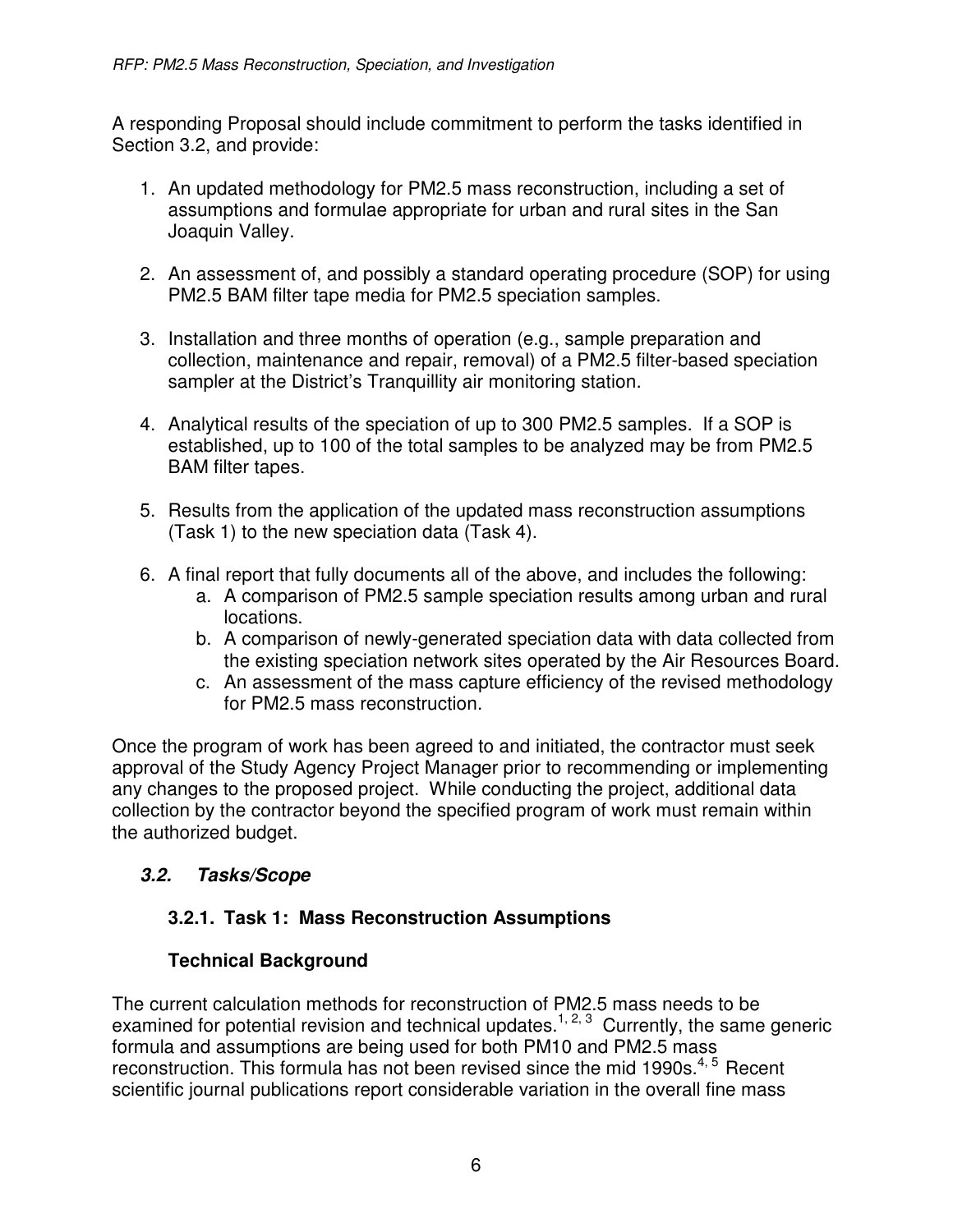A responding Proposal should include commitment to perform the tasks identified in Section 3.2, and provide:

1. An updated methodology for PM2.5 mass reconstruction, including a set of assumptions and formulae appropriate for urban and rural sites in the San Joaquin Valley.

2. An assessment of, and possibly a standard operating procedure (SOP) for using PM2.5 BAM filter tape media for PM2.5 speciation samples.

3. Installation and three months of operation (e.g., sample preparation and collection, maintenance and repair, removal) of a PM2.5 filter-based speciation sampler at the District's Tranquillity air monitoring station.

4. Analytical results of the speciation of up to 300 PM2.5 samples. If a SOP is established, up to 100 of the total samples to be analyzed may be from PM2.5 BAM filter tapes.

5. Results from the application of the updated mass reconstruction assumptions (Task 1) to the new speciation data (Task 4).

6. A final report that fully documents all of the above, and includes the following:
   a. A comparison of PM2.5 sample speciation results among urban and rural locations.
   b. A comparison of newly-generated speciation data with data collected from the existing speciation network sites operated by the Air Resources Board.
   c. An assessment of the mass capture efficiency of the revised methodology for PM2.5 mass reconstruction.

Once the program of work has been agreed to and initiated, the contractor must seek approval of the Study Agency Project Manager prior to recommending or implementing any changes to the proposed project. While conducting the project, additional data collection by the contractor beyond the specified program of work must remain within the authorized budget.

### *3.2. Tasks/Scope*

#### 3.2.1. Task 1: Mass Reconstruction Assumptions

**Technical Background**

The current calculation methods for reconstruction of PM2.5 mass needs to be examined for potential revision and technical updates.[1, 2, 3] Currently, the same generic formula and assumptions are being used for both PM10 and PM2.5 mass reconstruction. This formula has not been revised since the mid 1990s.[4, 5] Recent scientific journal publications report considerable variation in the overall fine mass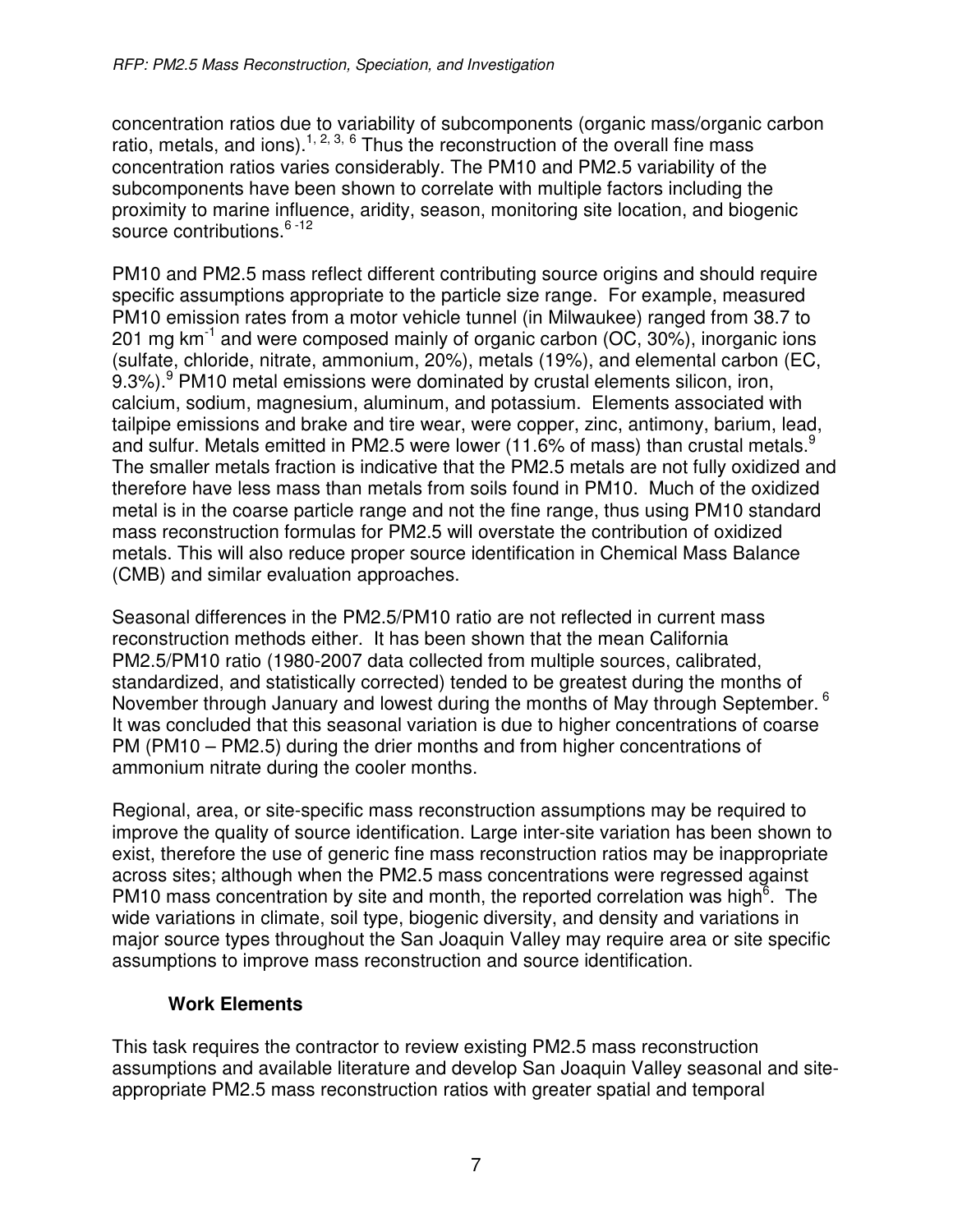concentration ratios due to variability of subcomponents (organic mass/organic carbon ratio, metals, and ions).[1, 2, 3, 6] Thus the reconstruction of the overall fine mass concentration ratios varies considerably. The PM10 and PM2.5 variability of the subcomponents have been shown to correlate with multiple factors including the proximity to marine influence, aridity, season, monitoring site location, and biogenic source contributions.[6-12]

PM10 and PM2.5 mass reflect different contributing source origins and should require specific assumptions appropriate to the particle size range. For example, measured PM10 emission rates from a motor vehicle tunnel (in Milwaukee) ranged from 38.7 to 201 mg $km^{-1}$ and were composed mainly of organic carbon (OC, 30%), inorganic ions (sulfate, chloride, nitrate, ammonium, 20%), metals (19%), and elemental carbon (EC, 9.3%).[9] PM10 metal emissions were dominated by crustal elements silicon, iron, calcium, sodium, magnesium, aluminum, and potassium. Elements associated with tailpipe emissions and brake and tire wear, were copper, zinc, antimony, barium, lead, and sulfur. Metals emitted in PM2.5 were lower (11.6% of mass) than crustal metals.[9] The smaller metals fraction is indicative that the PM2.5 metals are not fully oxidized and therefore have less mass than metals from soils found in PM10. Much of the oxidized metal is in the coarse particle range and not the fine range, thus using PM10 standard mass reconstruction formulas for PM2.5 will overstate the contribution of oxidized metals. This will also reduce proper source identification in Chemical Mass Balance (CMB) and similar evaluation approaches.

Seasonal differences in the PM2.5/PM10 ratio are not reflected in current mass reconstruction methods either. It has been shown that the mean California PM2.5/PM10 ratio (1980-2007 data collected from multiple sources, calibrated, standardized, and statistically corrected) tended to be greatest during the months of November through January and lowest during the months of May through September.[6] It was concluded that this seasonal variation is due to higher concentrations of coarse PM (PM10 – PM2.5) during the drier months and from higher concentrations of ammonium nitrate during the cooler months.

Regional, area, or site-specific mass reconstruction assumptions may be required to improve the quality of source identification. Large inter-site variation has been shown to exist, therefore the use of generic fine mass reconstruction ratios may be inappropriate across sites; although when the PM2.5 mass concentrations were regressed against PM10 mass concentration by site and month, the reported correlation was high[6]. The wide variations in climate, soil type, biogenic diversity, and density and variations in major source types throughout the San Joaquin Valley may require area or site specific assumptions to improve mass reconstruction and source identification.

### Work Elements

This task requires the contractor to review existing PM2.5 mass reconstruction assumptions and available literature and develop San Joaquin Valley seasonal and site-appropriate PM2.5 mass reconstruction ratios with greater spatial and temporal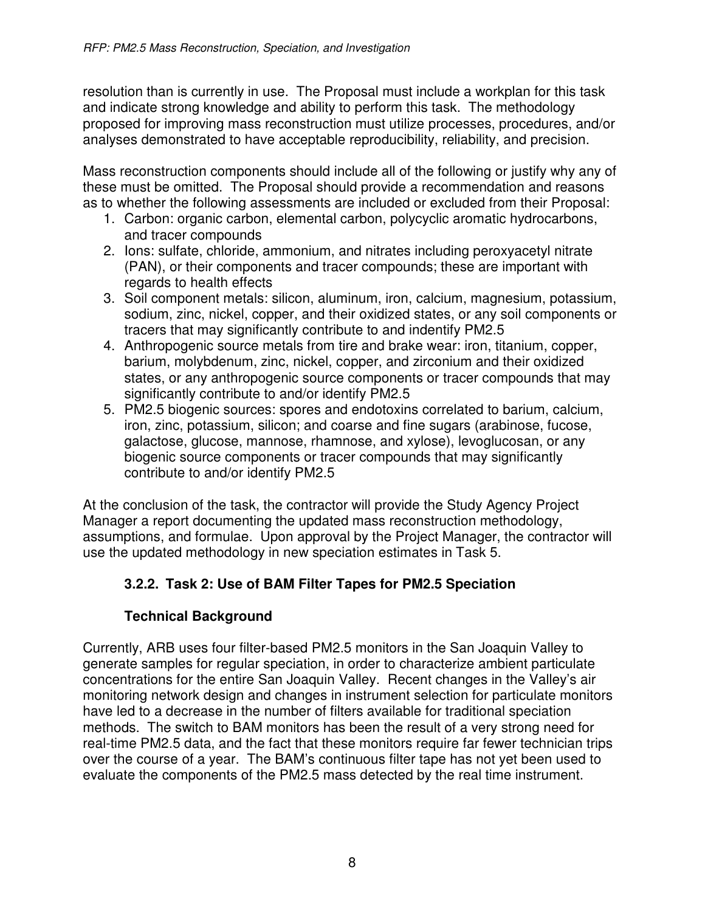resolution than is currently in use. The Proposal must include a workplan for this task and indicate strong knowledge and ability to perform this task. The methodology proposed for improving mass reconstruction must utilize processes, procedures, and/or analyses demonstrated to have acceptable reproducibility, reliability, and precision.

Mass reconstruction components should include all of the following or justify why any of these must be omitted. The Proposal should provide a recommendation and reasons as to whether the following assessments are included or excluded from their Proposal:

1. Carbon: organic carbon, elemental carbon, polycyclic aromatic hydrocarbons, and tracer compounds
2. Ions: sulfate, chloride, ammonium, and nitrates including peroxyacetyl nitrate (PAN), or their components and tracer compounds; these are important with regards to health effects
3. Soil component metals: silicon, aluminum, iron, calcium, magnesium, potassium, sodium, zinc, nickel, copper, and their oxidized states, or any soil components or tracers that may significantly contribute to and indentify PM2.5
4. Anthropogenic source metals from tire and brake wear: iron, titanium, copper, barium, molybdenum, zinc, nickel, copper, and zirconium and their oxidized states, or any anthropogenic source components or tracer compounds that may significantly contribute to and/or identify PM2.5
5. PM2.5 biogenic sources: spores and endotoxins correlated to barium, calcium, iron, zinc, potassium, silicon; and coarse and fine sugars (arabinose, fucose, galactose, glucose, mannose, rhamnose, and xylose), levoglucosan, or any biogenic source components or tracer compounds that may significantly contribute to and/or identify PM2.5

At the conclusion of the task, the contractor will provide the Study Agency Project Manager a report documenting the updated mass reconstruction methodology, assumptions, and formulae. Upon approval by the Project Manager, the contractor will use the updated methodology in new speciation estimates in Task 5.

### 3.2.2. Task 2: Use of BAM Filter Tapes for PM2.5 Speciation

#### Technical Background

Currently, ARB uses four filter-based PM2.5 monitors in the San Joaquin Valley to generate samples for regular speciation, in order to characterize ambient particulate concentrations for the entire San Joaquin Valley. Recent changes in the Valley's air monitoring network design and changes in instrument selection for particulate monitors have led to a decrease in the number of filters available for traditional speciation methods. The switch to BAM monitors has been the result of a very strong need for real-time PM2.5 data, and the fact that these monitors require far fewer technician trips over the course of a year. The BAM's continuous filter tape has not yet been used to evaluate the components of the PM2.5 mass detected by the real time instrument.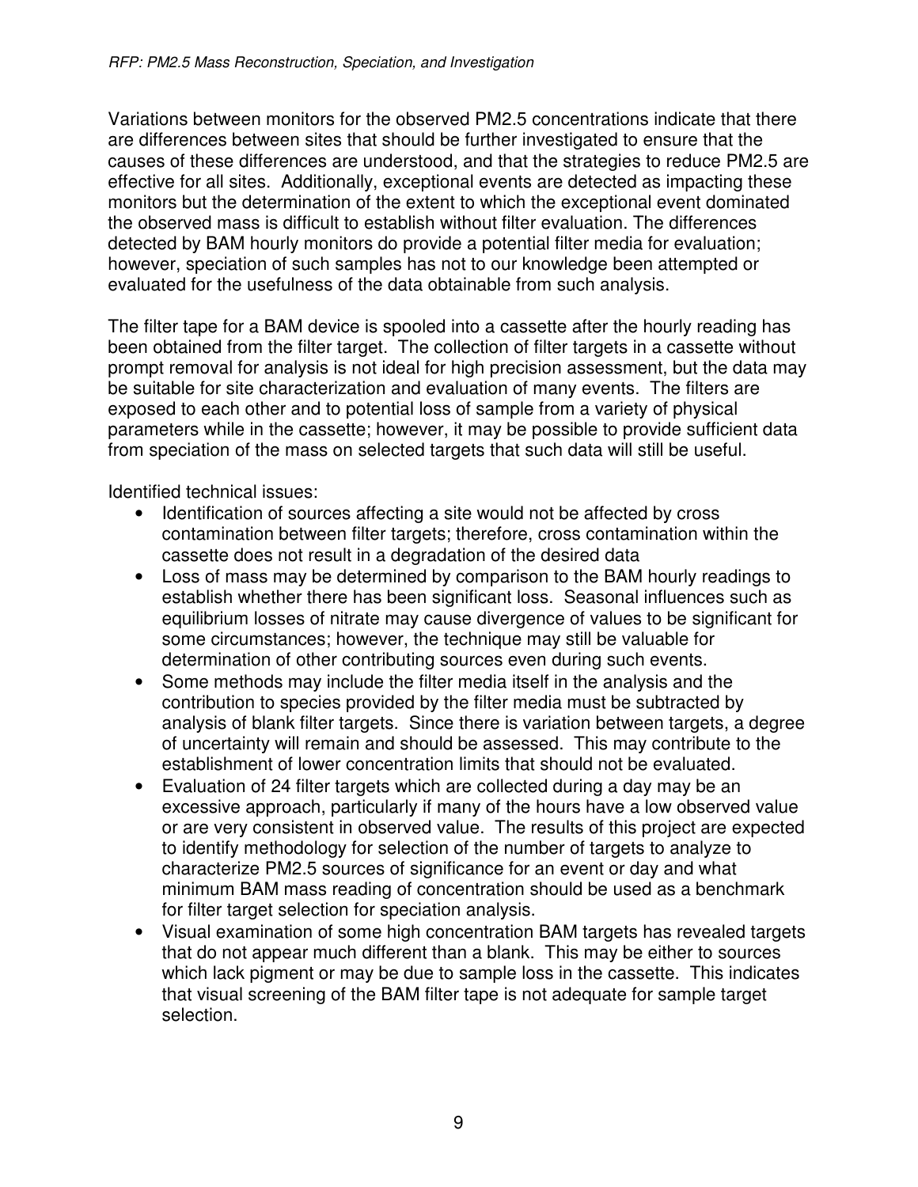Variations between monitors for the observed PM2.5 concentrations indicate that there are differences between sites that should be further investigated to ensure that the causes of these differences are understood, and that the strategies to reduce PM2.5 are effective for all sites. Additionally, exceptional events are detected as impacting these monitors but the determination of the extent to which the exceptional event dominated the observed mass is difficult to establish without filter evaluation. The differences detected by BAM hourly monitors do provide a potential filter media for evaluation; however, speciation of such samples has not to our knowledge been attempted or evaluated for the usefulness of the data obtainable from such analysis.

The filter tape for a BAM device is spooled into a cassette after the hourly reading has been obtained from the filter target. The collection of filter targets in a cassette without prompt removal for analysis is not ideal for high precision assessment, but the data may be suitable for site characterization and evaluation of many events. The filters are exposed to each other and to potential loss of sample from a variety of physical parameters while in the cassette; however, it may be possible to provide sufficient data from speciation of the mass on selected targets that such data will still be useful.

Identified technical issues:

- Identification of sources affecting a site would not be affected by cross contamination between filter targets; therefore, cross contamination within the cassette does not result in a degradation of the desired data
- Loss of mass may be determined by comparison to the BAM hourly readings to establish whether there has been significant loss. Seasonal influences such as equilibrium losses of nitrate may cause divergence of values to be significant for some circumstances; however, the technique may still be valuable for determination of other contributing sources even during such events.
- Some methods may include the filter media itself in the analysis and the contribution to species provided by the filter media must be subtracted by analysis of blank filter targets. Since there is variation between targets, a degree of uncertainty will remain and should be assessed. This may contribute to the establishment of lower concentration limits that should not be evaluated.
- Evaluation of 24 filter targets which are collected during a day may be an excessive approach, particularly if many of the hours have a low observed value or are very consistent in observed value. The results of this project are expected to identify methodology for selection of the number of targets to analyze to characterize PM2.5 sources of significance for an event or day and what minimum BAM mass reading of concentration should be used as a benchmark for filter target selection for speciation analysis.
- Visual examination of some high concentration BAM targets has revealed targets that do not appear much different than a blank. This may be either to sources which lack pigment or may be due to sample loss in the cassette. This indicates that visual screening of the BAM filter tape is not adequate for sample target selection.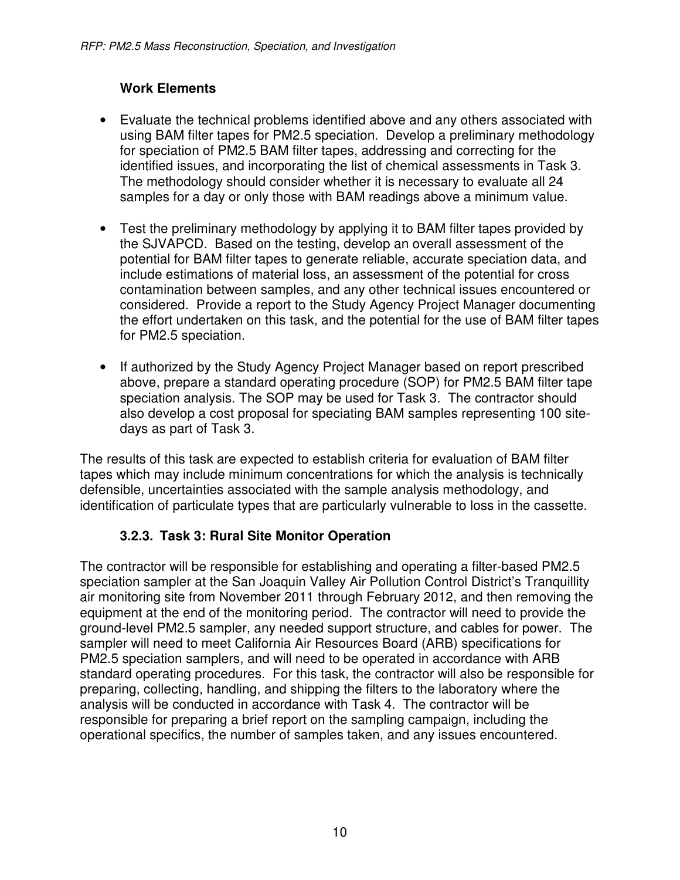**Work Elements**

- Evaluate the technical problems identified above and any others associated with using BAM filter tapes for PM2.5 speciation. Develop a preliminary methodology for speciation of PM2.5 BAM filter tapes, addressing and correcting for the identified issues, and incorporating the list of chemical assessments in Task 3. The methodology should consider whether it is necessary to evaluate all 24 samples for a day or only those with BAM readings above a minimum value.

- Test the preliminary methodology by applying it to BAM filter tapes provided by the SJVAPCD. Based on the testing, develop an overall assessment of the potential for BAM filter tapes to generate reliable, accurate speciation data, and include estimations of material loss, an assessment of the potential for cross contamination between samples, and any other technical issues encountered or considered. Provide a report to the Study Agency Project Manager documenting the effort undertaken on this task, and the potential for the use of BAM filter tapes for PM2.5 speciation.

- If authorized by the Study Agency Project Manager based on report prescribed above, prepare a standard operating procedure (SOP) for PM2.5 BAM filter tape speciation analysis. The SOP may be used for Task 3. The contractor should also develop a cost proposal for speciating BAM samples representing 100 site-days as part of Task 3.

The results of this task are expected to establish criteria for evaluation of BAM filter tapes which may include minimum concentrations for which the analysis is technically defensible, uncertainties associated with the sample analysis methodology, and identification of particulate types that are particularly vulnerable to loss in the cassette.

### 3.2.3. Task 3: Rural Site Monitor Operation

The contractor will be responsible for establishing and operating a filter-based PM2.5 speciation sampler at the San Joaquin Valley Air Pollution Control District's Tranquillity air monitoring site from November 2011 through February 2012, and then removing the equipment at the end of the monitoring period. The contractor will need to provide the ground-level PM2.5 sampler, any needed support structure, and cables for power. The sampler will need to meet California Air Resources Board (ARB) specifications for PM2.5 speciation samplers, and will need to be operated in accordance with ARB standard operating procedures. For this task, the contractor will also be responsible for preparing, collecting, handling, and shipping the filters to the laboratory where the analysis will be conducted in accordance with Task 4. The contractor will be responsible for preparing a brief report on the sampling campaign, including the operational specifics, the number of samples taken, and any issues encountered.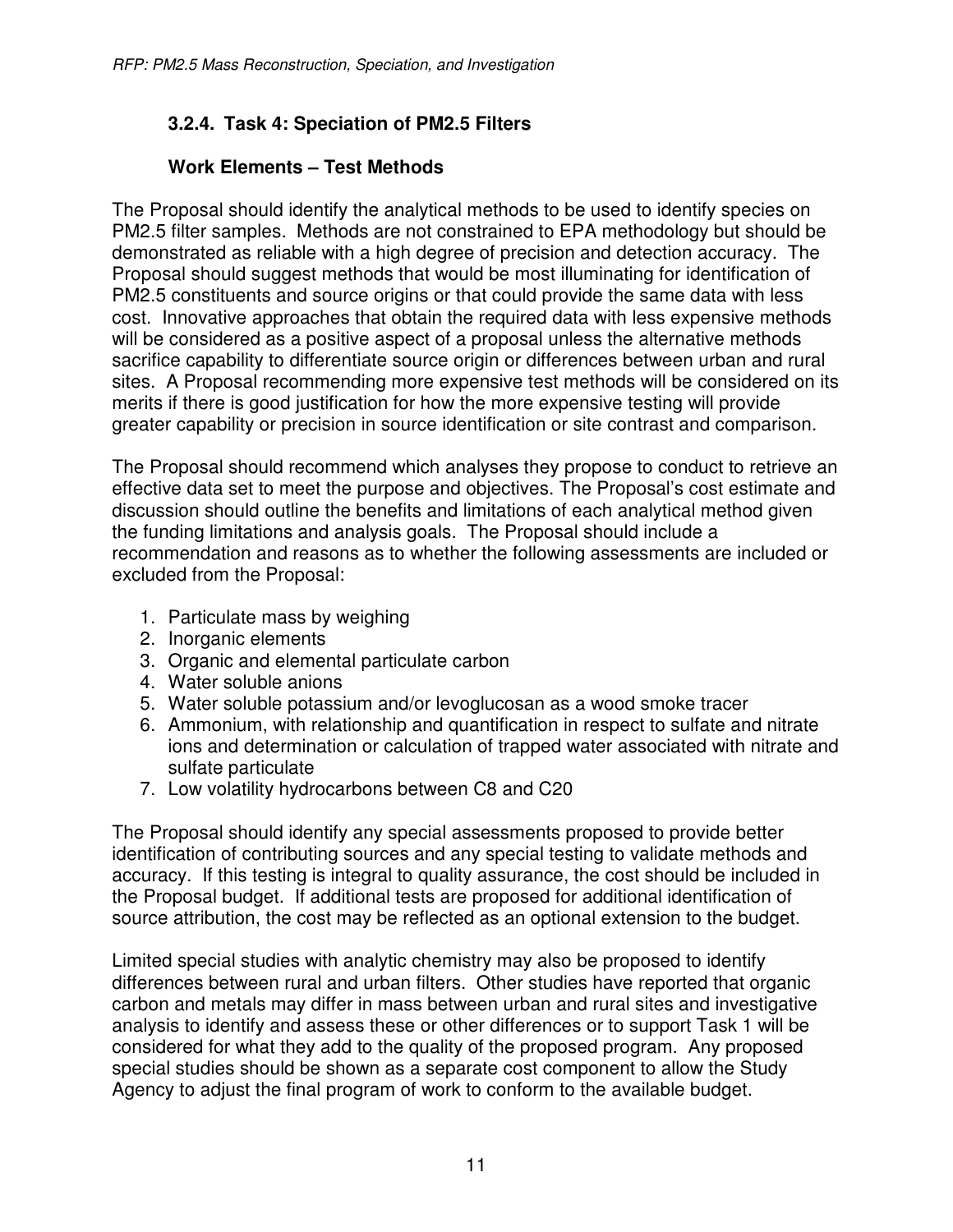### 3.2.4. Task 4: Speciation of PM2.5 Filters

#### Work Elements – Test Methods

The Proposal should identify the analytical methods to be used to identify species on PM2.5 filter samples. Methods are not constrained to EPA methodology but should be demonstrated as reliable with a high degree of precision and detection accuracy. The Proposal should suggest methods that would be most illuminating for identification of PM2.5 constituents and source origins or that could provide the same data with less cost. Innovative approaches that obtain the required data with less expensive methods will be considered as a positive aspect of a proposal unless the alternative methods sacrifice capability to differentiate source origin or differences between urban and rural sites. A Proposal recommending more expensive test methods will be considered on its merits if there is good justification for how the more expensive testing will provide greater capability or precision in source identification or site contrast and comparison.

The Proposal should recommend which analyses they propose to conduct to retrieve an effective data set to meet the purpose and objectives. The Proposal's cost estimate and discussion should outline the benefits and limitations of each analytical method given the funding limitations and analysis goals. The Proposal should include a recommendation and reasons as to whether the following assessments are included or excluded from the Proposal:

1. Particulate mass by weighing
2. Inorganic elements
3. Organic and elemental particulate carbon
4. Water soluble anions
5. Water soluble potassium and/or levoglucosan as a wood smoke tracer
6. Ammonium, with relationship and quantification in respect to sulfate and nitrate ions and determination or calculation of trapped water associated with nitrate and sulfate particulate
7. Low volatility hydrocarbons between C8 and C20

The Proposal should identify any special assessments proposed to provide better identification of contributing sources and any special testing to validate methods and accuracy. If this testing is integral to quality assurance, the cost should be included in the Proposal budget. If additional tests are proposed for additional identification of source attribution, the cost may be reflected as an optional extension to the budget.

Limited special studies with analytic chemistry may also be proposed to identify differences between rural and urban filters. Other studies have reported that organic carbon and metals may differ in mass between urban and rural sites and investigative analysis to identify and assess these or other differences or to support Task 1 will be considered for what they add to the quality of the proposed program. Any proposed special studies should be shown as a separate cost component to allow the Study Agency to adjust the final program of work to conform to the available budget.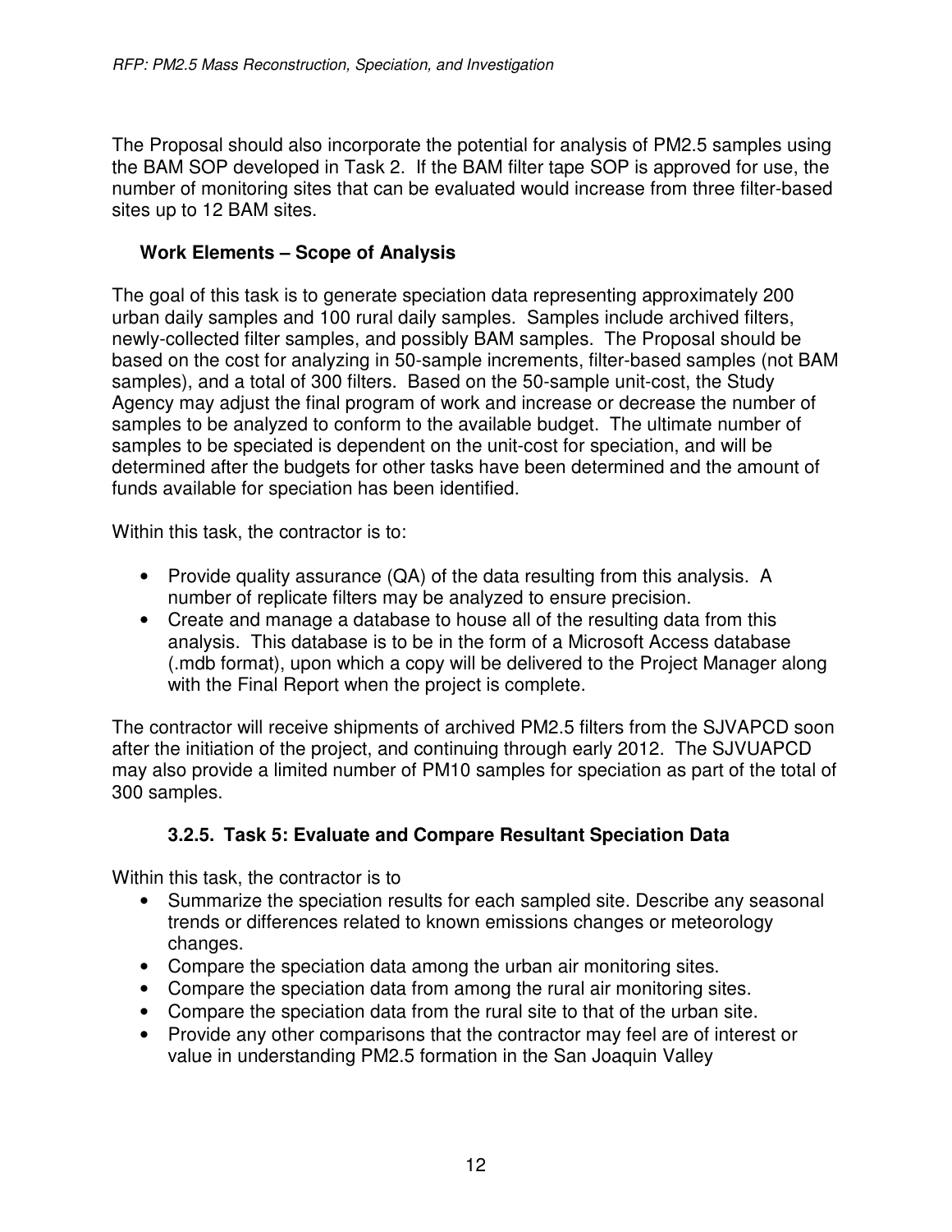The Proposal should also incorporate the potential for analysis of PM2.5 samples using the BAM SOP developed in Task 2. If the BAM filter tape SOP is approved for use, the number of monitoring sites that can be evaluated would increase from three filter-based sites up to 12 BAM sites.

**Work Elements – Scope of Analysis**

The goal of this task is to generate speciation data representing approximately 200 urban daily samples and 100 rural daily samples. Samples include archived filters, newly-collected filter samples, and possibly BAM samples. The Proposal should be based on the cost for analyzing in 50-sample increments, filter-based samples (not BAM samples), and a total of 300 filters. Based on the 50-sample unit-cost, the Study Agency may adjust the final program of work and increase or decrease the number of samples to be analyzed to conform to the available budget. The ultimate number of samples to be speciated is dependent on the unit-cost for speciation, and will be determined after the budgets for other tasks have been determined and the amount of funds available for speciation has been identified.

Within this task, the contractor is to:

- Provide quality assurance (QA) of the data resulting from this analysis. A number of replicate filters may be analyzed to ensure precision.
- Create and manage a database to house all of the resulting data from this analysis. This database is to be in the form of a Microsoft Access database (.mdb format), upon which a copy will be delivered to the Project Manager along with the Final Report when the project is complete.

The contractor will receive shipments of archived PM2.5 filters from the SJVAPCD soon after the initiation of the project, and continuing through early 2012. The SJVUAPCD may also provide a limited number of PM10 samples for speciation as part of the total of 300 samples.

### 3.2.5. Task 5: Evaluate and Compare Resultant Speciation Data

Within this task, the contractor is to

- Summarize the speciation results for each sampled site. Describe any seasonal trends or differences related to known emissions changes or meteorology changes.
- Compare the speciation data among the urban air monitoring sites.
- Compare the speciation data from among the rural air monitoring sites.
- Compare the speciation data from the rural site to that of the urban site.
- Provide any other comparisons that the contractor may feel are of interest or value in understanding PM2.5 formation in the San Joaquin Valley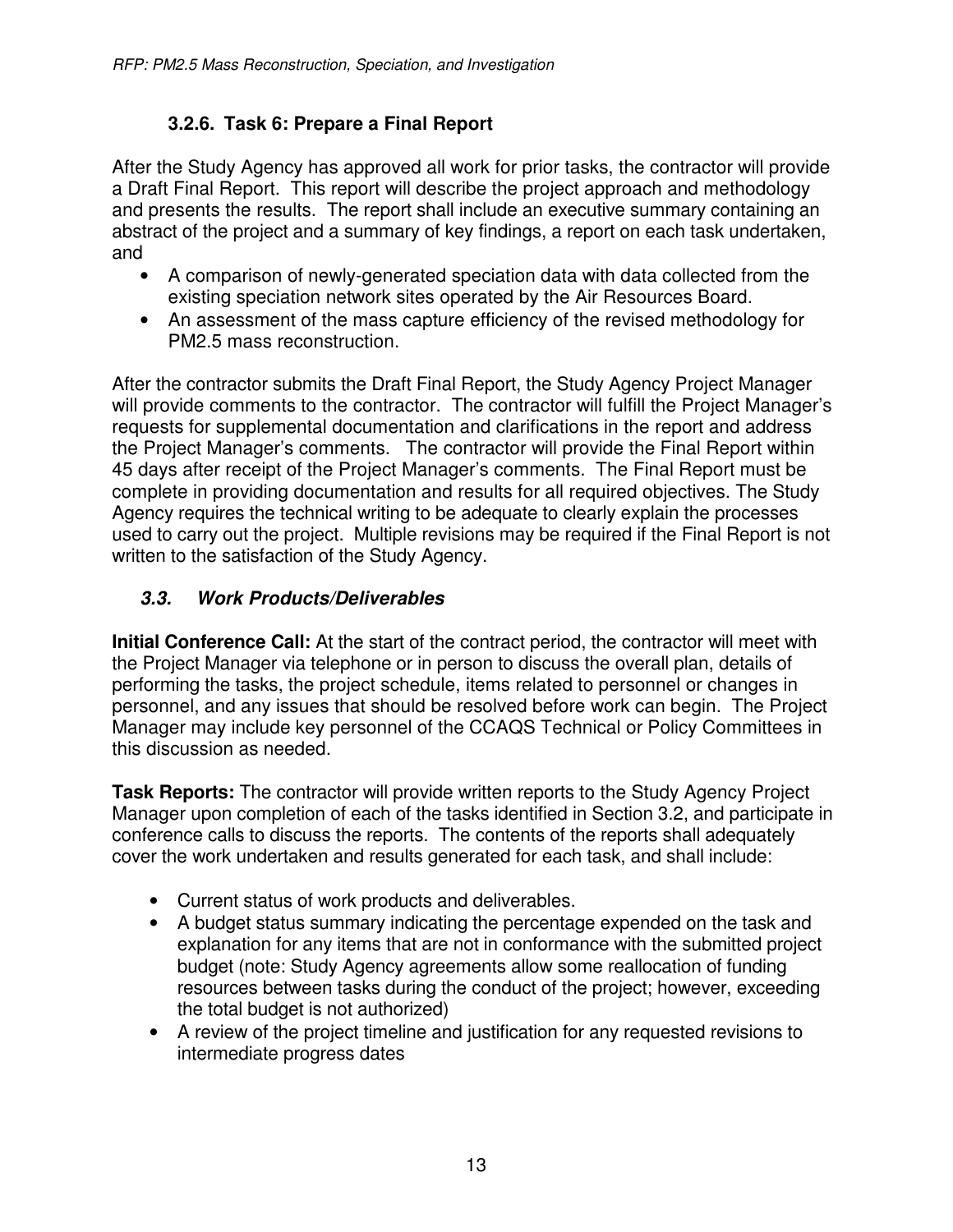### 3.2.6. Task 6: Prepare a Final Report

After the Study Agency has approved all work for prior tasks, the contractor will provide a Draft Final Report. This report will describe the project approach and methodology and presents the results. The report shall include an executive summary containing an abstract of the project and a summary of key findings, a report on each task undertaken, and

- A comparison of newly-generated speciation data with data collected from the existing speciation network sites operated by the Air Resources Board.
- An assessment of the mass capture efficiency of the revised methodology for PM2.5 mass reconstruction.

After the contractor submits the Draft Final Report, the Study Agency Project Manager will provide comments to the contractor. The contractor will fulfill the Project Manager's requests for supplemental documentation and clarifications in the report and address the Project Manager's comments. The contractor will provide the Final Report within 45 days after receipt of the Project Manager's comments. The Final Report must be complete in providing documentation and results for all required objectives. The Study Agency requires the technical writing to be adequate to clearly explain the processes used to carry out the project. Multiple revisions may be required if the Final Report is not written to the satisfaction of the Study Agency.

## *3.3. Work Products/Deliverables*

**Initial Conference Call:** At the start of the contract period, the contractor will meet with the Project Manager via telephone or in person to discuss the overall plan, details of performing the tasks, the project schedule, items related to personnel or changes in personnel, and any issues that should be resolved before work can begin. The Project Manager may include key personnel of the CCAQS Technical or Policy Committees in this discussion as needed.

**Task Reports:** The contractor will provide written reports to the Study Agency Project Manager upon completion of each of the tasks identified in Section 3.2, and participate in conference calls to discuss the reports. The contents of the reports shall adequately cover the work undertaken and results generated for each task, and shall include:

- Current status of work products and deliverables.
- A budget status summary indicating the percentage expended on the task and explanation for any items that are not in conformance with the submitted project budget (note: Study Agency agreements allow some reallocation of funding resources between tasks during the conduct of the project; however, exceeding the total budget is not authorized)
- A review of the project timeline and justification for any requested revisions to intermediate progress dates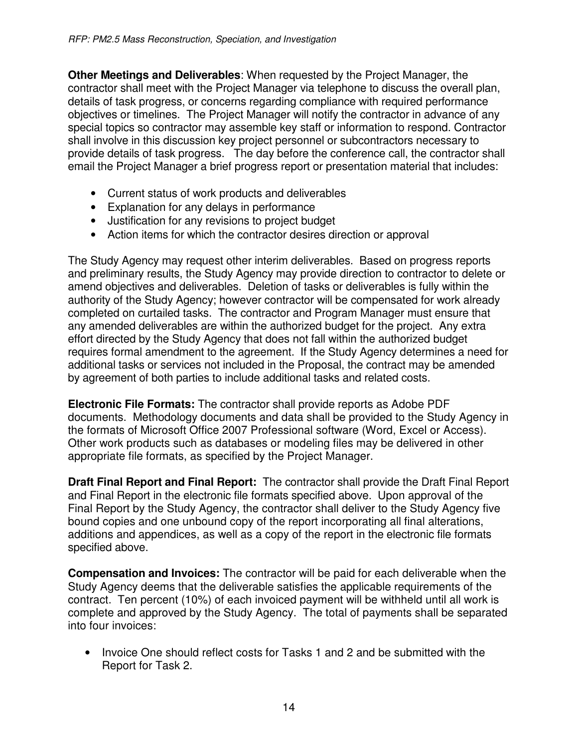**Other Meetings and Deliverables**: When requested by the Project Manager, the contractor shall meet with the Project Manager via telephone to discuss the overall plan, details of task progress, or concerns regarding compliance with required performance objectives or timelines. The Project Manager will notify the contractor in advance of any special topics so contractor may assemble key staff or information to respond. Contractor shall involve in this discussion key project personnel or subcontractors necessary to provide details of task progress. The day before the conference call, the contractor shall email the Project Manager a brief progress report or presentation material that includes:

- Current status of work products and deliverables
- Explanation for any delays in performance
- Justification for any revisions to project budget
- Action items for which the contractor desires direction or approval

The Study Agency may request other interim deliverables. Based on progress reports and preliminary results, the Study Agency may provide direction to contractor to delete or amend objectives and deliverables. Deletion of tasks or deliverables is fully within the authority of the Study Agency; however contractor will be compensated for work already completed on curtailed tasks. The contractor and Program Manager must ensure that any amended deliverables are within the authorized budget for the project. Any extra effort directed by the Study Agency that does not fall within the authorized budget requires formal amendment to the agreement. If the Study Agency determines a need for additional tasks or services not included in the Proposal, the contract may be amended by agreement of both parties to include additional tasks and related costs.

**Electronic File Formats:** The contractor shall provide reports as Adobe PDF documents. Methodology documents and data shall be provided to the Study Agency in the formats of Microsoft Office 2007 Professional software (Word, Excel or Access). Other work products such as databases or modeling files may be delivered in other appropriate file formats, as specified by the Project Manager.

**Draft Final Report and Final Report:** The contractor shall provide the Draft Final Report and Final Report in the electronic file formats specified above. Upon approval of the Final Report by the Study Agency, the contractor shall deliver to the Study Agency five bound copies and one unbound copy of the report incorporating all final alterations, additions and appendices, as well as a copy of the report in the electronic file formats specified above.

**Compensation and Invoices:** The contractor will be paid for each deliverable when the Study Agency deems that the deliverable satisfies the applicable requirements of the contract. Ten percent (10%) of each invoiced payment will be withheld until all work is complete and approved by the Study Agency. The total of payments shall be separated into four invoices:

- Invoice One should reflect costs for Tasks 1 and 2 and be submitted with the Report for Task 2.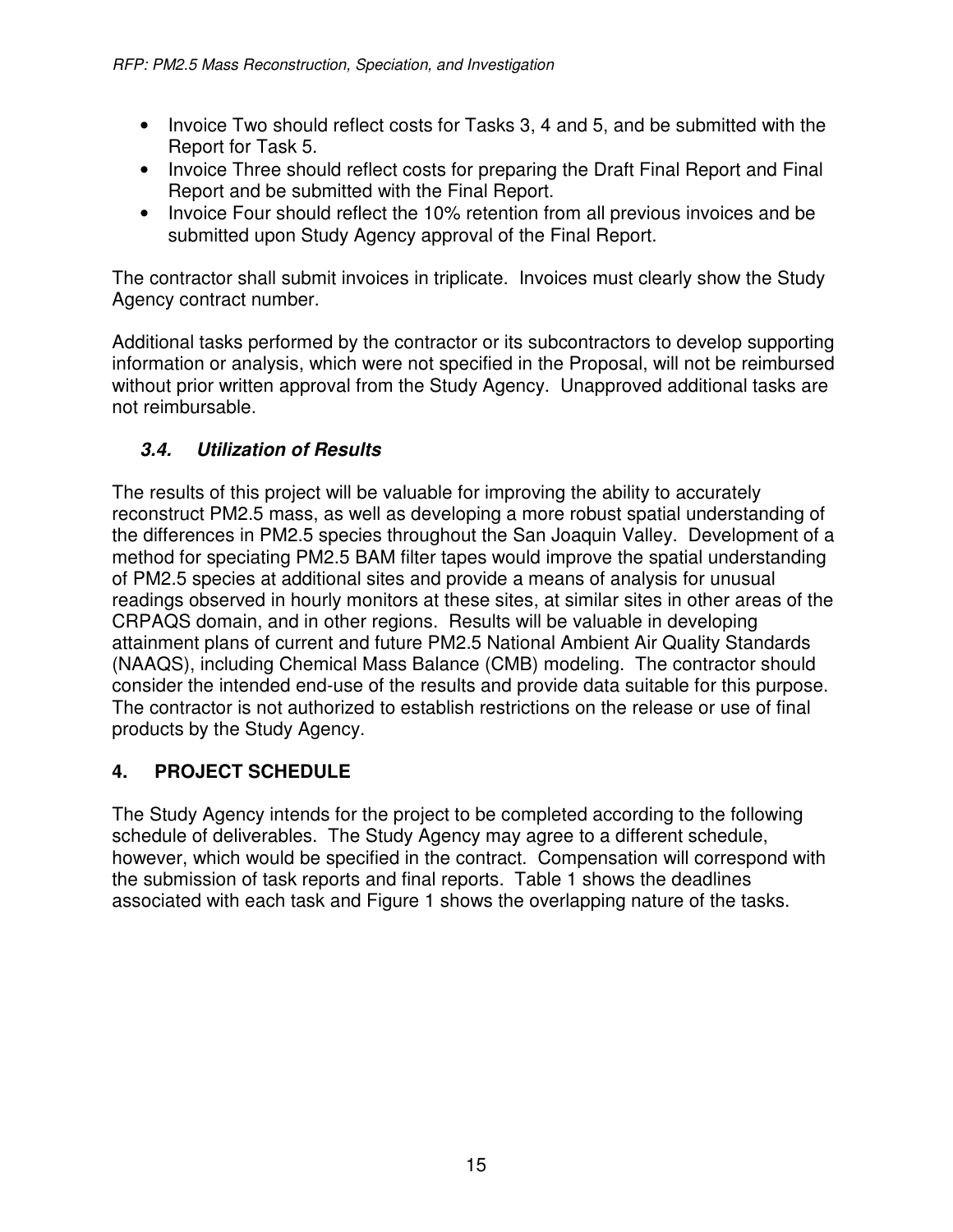- Invoice Two should reflect costs for Tasks 3, 4 and 5, and be submitted with the Report for Task 5.
- Invoice Three should reflect costs for preparing the Draft Final Report and Final Report and be submitted with the Final Report.
- Invoice Four should reflect the 10% retention from all previous invoices and be submitted upon Study Agency approval of the Final Report.

The contractor shall submit invoices in triplicate. Invoices must clearly show the Study Agency contract number.

Additional tasks performed by the contractor or its subcontractors to develop supporting information or analysis, which were not specified in the Proposal, will not be reimbursed without prior written approval from the Study Agency. Unapproved additional tasks are not reimbursable.

### *3.4. Utilization of Results*

The results of this project will be valuable for improving the ability to accurately reconstruct PM2.5 mass, as well as developing a more robust spatial understanding of the differences in PM2.5 species throughout the San Joaquin Valley. Development of a method for speciating PM2.5 BAM filter tapes would improve the spatial understanding of PM2.5 species at additional sites and provide a means of analysis for unusual readings observed in hourly monitors at these sites, at similar sites in other areas of the CRPAQS domain, and in other regions. Results will be valuable in developing attainment plans of current and future PM2.5 National Ambient Air Quality Standards (NAAQS), including Chemical Mass Balance (CMB) modeling. The contractor should consider the intended end-use of the results and provide data suitable for this purpose. The contractor is not authorized to establish restrictions on the release or use of final products by the Study Agency.

## 4. PROJECT SCHEDULE

The Study Agency intends for the project to be completed according to the following schedule of deliverables. The Study Agency may agree to a different schedule, however, which would be specified in the contract. Compensation will correspond with the submission of task reports and final reports. Table 1 shows the deadlines associated with each task and Figure 1 shows the overlapping nature of the tasks.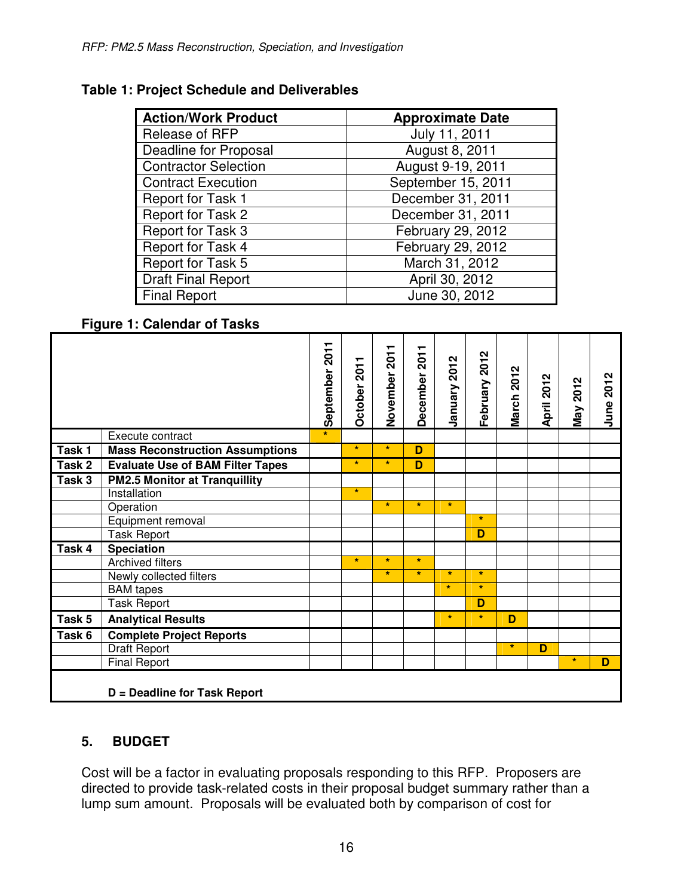**Table 1: Project Schedule and Deliverables**

| Action/Work Product | Approximate Date |
|---|---|
| Release of RFP | July 11, 2011 |
| Deadline for Proposal | August 8, 2011 |
| Contractor Selection | August 9-19, 2011 |
| Contract Execution | September 15, 2011 |
| Report for Task 1 | December 31, 2011 |
| Report for Task 2 | December 31, 2011 |
| Report for Task 3 | February 29, 2012 |
| Report for Task 4 | February 29, 2012 |
| Report for Task 5 | March 31, 2012 |
| Draft Final Report | April 30, 2012 |
| Final Report | June 30, 2012 |

**Figure 1: Calendar of Tasks**

| | | September 2011 | October 2011 | November 2011 | December 2011 | January 2012 | February 2012 | March 2012 | April 2012 | May 2012 | June 2012 |
|---|---|---|---|---|---|---|---|---|---|---|---|
| | Execute contract | * | | | | | | | | | |
| **Task 1** | **Mass Reconstruction Assumptions** | | * | * | D | | | | | | |
| **Task 2** | **Evaluate Use of BAM Filter Tapes** | | * | * | D | | | | | | |
| **Task 3** | **PM2.5 Monitor at Tranquillity** | | | | | | | | | | |
| | Installation | | * | | | | | | | | |
| | Operation | | | * | * | * | | | | | |
| | Equipment removal | | | | | | * | | | | |
| | Task Report | | | | | | D | | | | |
| **Task 4** | **Speciation** | | | | | | | | | | |
| | Archived filters | | * | * | * | | | | | | |
| | Newly collected filters | | | * | * | * | * | | | | |
| | BAM tapes | | | | | * | * | | | | |
| | Task Report | | | | | | D | | | | |
| **Task 5** | **Analytical Results** | | | | | * | * | D | | | |
| **Task 6** | **Complete Project Reports** | | | | | | | | | | |
| | Draft Report | | | | | | | * | D | | |
| | Final Report | | | | | | | | | * | D |

**D = Deadline for Task Report**

## 5. BUDGET

Cost will be a factor in evaluating proposals responding to this RFP. Proposers are directed to provide task-related costs in their proposal budget summary rather than a lump sum amount. Proposals will be evaluated both by comparison of cost for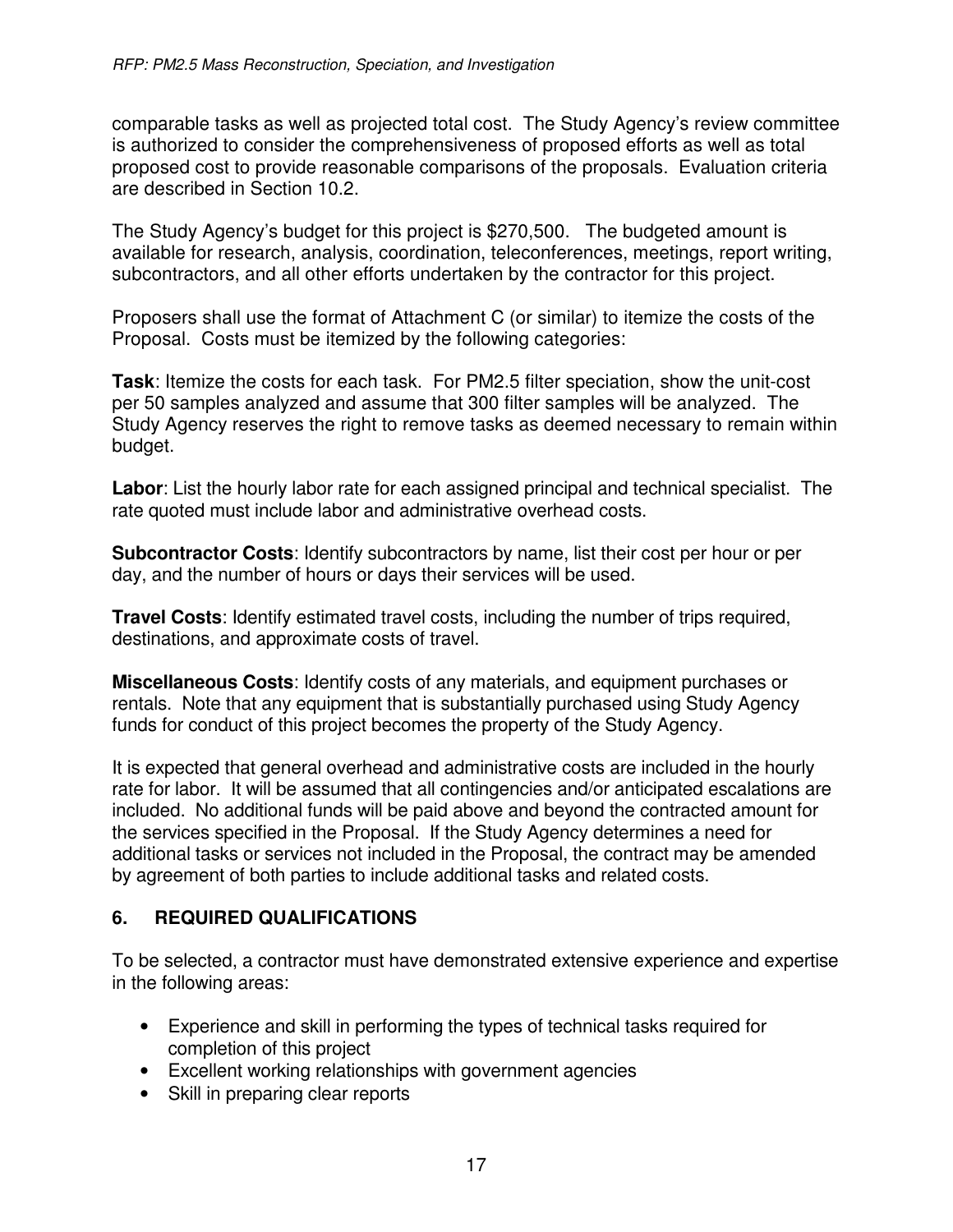comparable tasks as well as projected total cost. The Study Agency's review committee is authorized to consider the comprehensiveness of proposed efforts as well as total proposed cost to provide reasonable comparisons of the proposals. Evaluation criteria are described in Section 10.2.

The Study Agency's budget for this project is $270,500. The budgeted amount is available for research, analysis, coordination, teleconferences, meetings, report writing, subcontractors, and all other efforts undertaken by the contractor for this project.

Proposers shall use the format of Attachment C (or similar) to itemize the costs of the Proposal. Costs must be itemized by the following categories:

**Task**: Itemize the costs for each task. For PM2.5 filter speciation, show the unit-cost per 50 samples analyzed and assume that 300 filter samples will be analyzed. The Study Agency reserves the right to remove tasks as deemed necessary to remain within budget.

**Labor**: List the hourly labor rate for each assigned principal and technical specialist. The rate quoted must include labor and administrative overhead costs.

**Subcontractor Costs**: Identify subcontractors by name, list their cost per hour or per day, and the number of hours or days their services will be used.

**Travel Costs**: Identify estimated travel costs, including the number of trips required, destinations, and approximate costs of travel.

**Miscellaneous Costs**: Identify costs of any materials, and equipment purchases or rentals. Note that any equipment that is substantially purchased using Study Agency funds for conduct of this project becomes the property of the Study Agency.

It is expected that general overhead and administrative costs are included in the hourly rate for labor. It will be assumed that all contingencies and/or anticipated escalations are included. No additional funds will be paid above and beyond the contracted amount for the services specified in the Proposal. If the Study Agency determines a need for additional tasks or services not included in the Proposal, the contract may be amended by agreement of both parties to include additional tasks and related costs.

## 6. REQUIRED QUALIFICATIONS

To be selected, a contractor must have demonstrated extensive experience and expertise in the following areas:

- Experience and skill in performing the types of technical tasks required for completion of this project
- Excellent working relationships with government agencies
- Skill in preparing clear reports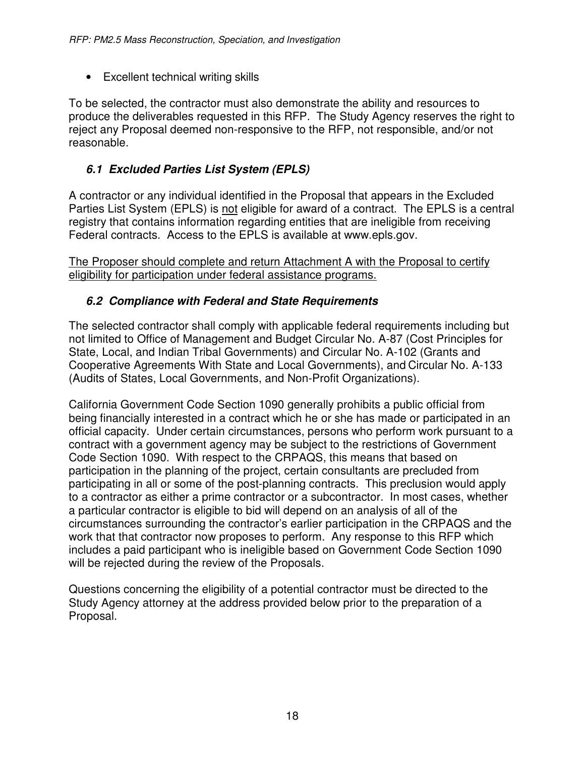- Excellent technical writing skills

To be selected, the contractor must also demonstrate the ability and resources to produce the deliverables requested in this RFP. The Study Agency reserves the right to reject any Proposal deemed non-responsive to the RFP, not responsible, and/or not reasonable.

### *6.1 Excluded Parties List System (EPLS)*

A contractor or any individual identified in the Proposal that appears in the Excluded Parties List System (EPLS) is <u>not</u> eligible for award of a contract. The EPLS is a central registry that contains information regarding entities that are ineligible from receiving Federal contracts. Access to the EPLS is available at www.epls.gov.

<u>The Proposer should complete and return Attachment A with the Proposal to certify eligibility for participation under federal assistance programs.</u>

### *6.2 Compliance with Federal and State Requirements*

The selected contractor shall comply with applicable federal requirements including but not limited to Office of Management and Budget Circular No. A-87 (Cost Principles for State, Local, and Indian Tribal Governments) and Circular No. A-102 (Grants and Cooperative Agreements With State and Local Governments), and Circular No. A-133 (Audits of States, Local Governments, and Non-Profit Organizations).

California Government Code Section 1090 generally prohibits a public official from being financially interested in a contract which he or she has made or participated in an official capacity. Under certain circumstances, persons who perform work pursuant to a contract with a government agency may be subject to the restrictions of Government Code Section 1090. With respect to the CRPAQS, this means that based on participation in the planning of the project, certain consultants are precluded from participating in all or some of the post-planning contracts. This preclusion would apply to a contractor as either a prime contractor or a subcontractor. In most cases, whether a particular contractor is eligible to bid will depend on an analysis of all of the circumstances surrounding the contractor's earlier participation in the CRPAQS and the work that that contractor now proposes to perform. Any response to this RFP which includes a paid participant who is ineligible based on Government Code Section 1090 will be rejected during the review of the Proposals.

Questions concerning the eligibility of a potential contractor must be directed to the Study Agency attorney at the address provided below prior to the preparation of a Proposal.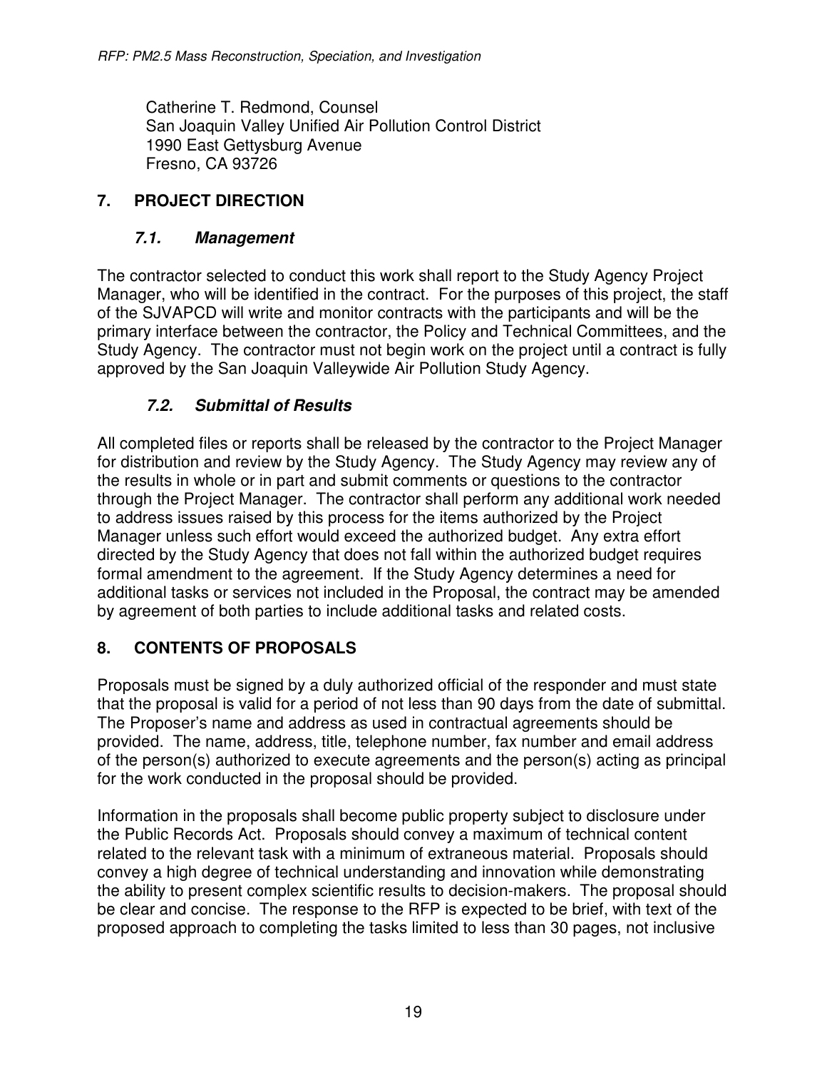Catherine T. Redmond, Counsel
San Joaquin Valley Unified Air Pollution Control District
1990 East Gettysburg Avenue
Fresno, CA 93726

## 7. PROJECT DIRECTION

### *7.1. Management*

The contractor selected to conduct this work shall report to the Study Agency Project Manager, who will be identified in the contract. For the purposes of this project, the staff of the SJVAPCD will write and monitor contracts with the participants and will be the primary interface between the contractor, the Policy and Technical Committees, and the Study Agency. The contractor must not begin work on the project until a contract is fully approved by the San Joaquin Valleywide Air Pollution Study Agency.

### *7.2. Submittal of Results*

All completed files or reports shall be released by the contractor to the Project Manager for distribution and review by the Study Agency. The Study Agency may review any of the results in whole or in part and submit comments or questions to the contractor through the Project Manager. The contractor shall perform any additional work needed to address issues raised by this process for the items authorized by the Project Manager unless such effort would exceed the authorized budget. Any extra effort directed by the Study Agency that does not fall within the authorized budget requires formal amendment to the agreement. If the Study Agency determines a need for additional tasks or services not included in the Proposal, the contract may be amended by agreement of both parties to include additional tasks and related costs.

## 8. CONTENTS OF PROPOSALS

Proposals must be signed by a duly authorized official of the responder and must state that the proposal is valid for a period of not less than 90 days from the date of submittal. The Proposer's name and address as used in contractual agreements should be provided. The name, address, title, telephone number, fax number and email address of the person(s) authorized to execute agreements and the person(s) acting as principal for the work conducted in the proposal should be provided.

Information in the proposals shall become public property subject to disclosure under the Public Records Act. Proposals should convey a maximum of technical content related to the relevant task with a minimum of extraneous material. Proposals should convey a high degree of technical understanding and innovation while demonstrating the ability to present complex scientific results to decision-makers. The proposal should be clear and concise. The response to the RFP is expected to be brief, with text of the proposed approach to completing the tasks limited to less than 30 pages, not inclusive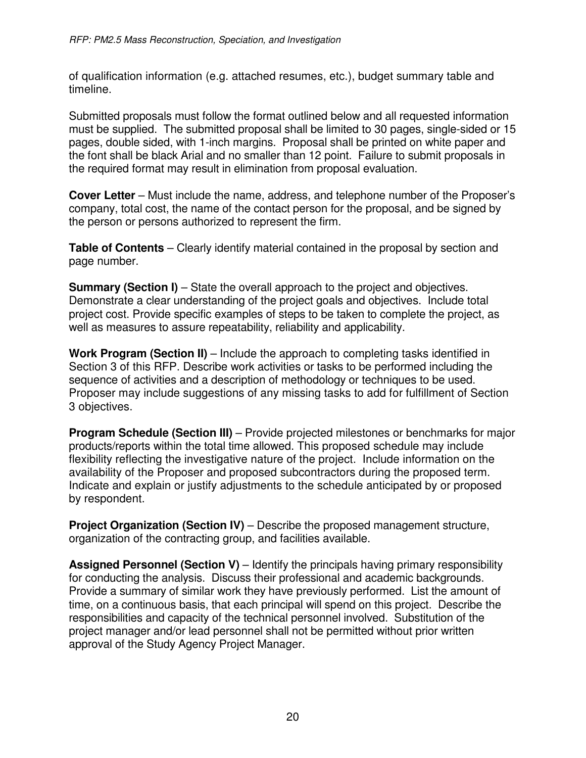of qualification information (e.g. attached resumes, etc.), budget summary table and timeline.

Submitted proposals must follow the format outlined below and all requested information must be supplied. The submitted proposal shall be limited to 30 pages, single-sided or 15 pages, double sided, with 1-inch margins. Proposal shall be printed on white paper and the font shall be black Arial and no smaller than 12 point. Failure to submit proposals in the required format may result in elimination from proposal evaluation.

**Cover Letter** – Must include the name, address, and telephone number of the Proposer's company, total cost, the name of the contact person for the proposal, and be signed by the person or persons authorized to represent the firm.

**Table of Contents** – Clearly identify material contained in the proposal by section and page number.

**Summary (Section I)** – State the overall approach to the project and objectives. Demonstrate a clear understanding of the project goals and objectives. Include total project cost. Provide specific examples of steps to be taken to complete the project, as well as measures to assure repeatability, reliability and applicability.

**Work Program (Section II)** – Include the approach to completing tasks identified in Section 3 of this RFP. Describe work activities or tasks to be performed including the sequence of activities and a description of methodology or techniques to be used. Proposer may include suggestions of any missing tasks to add for fulfillment of Section 3 objectives.

**Program Schedule (Section III)** – Provide projected milestones or benchmarks for major products/reports within the total time allowed. This proposed schedule may include flexibility reflecting the investigative nature of the project. Include information on the availability of the Proposer and proposed subcontractors during the proposed term. Indicate and explain or justify adjustments to the schedule anticipated by or proposed by respondent.

**Project Organization (Section IV)** – Describe the proposed management structure, organization of the contracting group, and facilities available.

**Assigned Personnel (Section V)** – Identify the principals having primary responsibility for conducting the analysis. Discuss their professional and academic backgrounds. Provide a summary of similar work they have previously performed. List the amount of time, on a continuous basis, that each principal will spend on this project. Describe the responsibilities and capacity of the technical personnel involved. Substitution of the project manager and/or lead personnel shall not be permitted without prior written approval of the Study Agency Project Manager.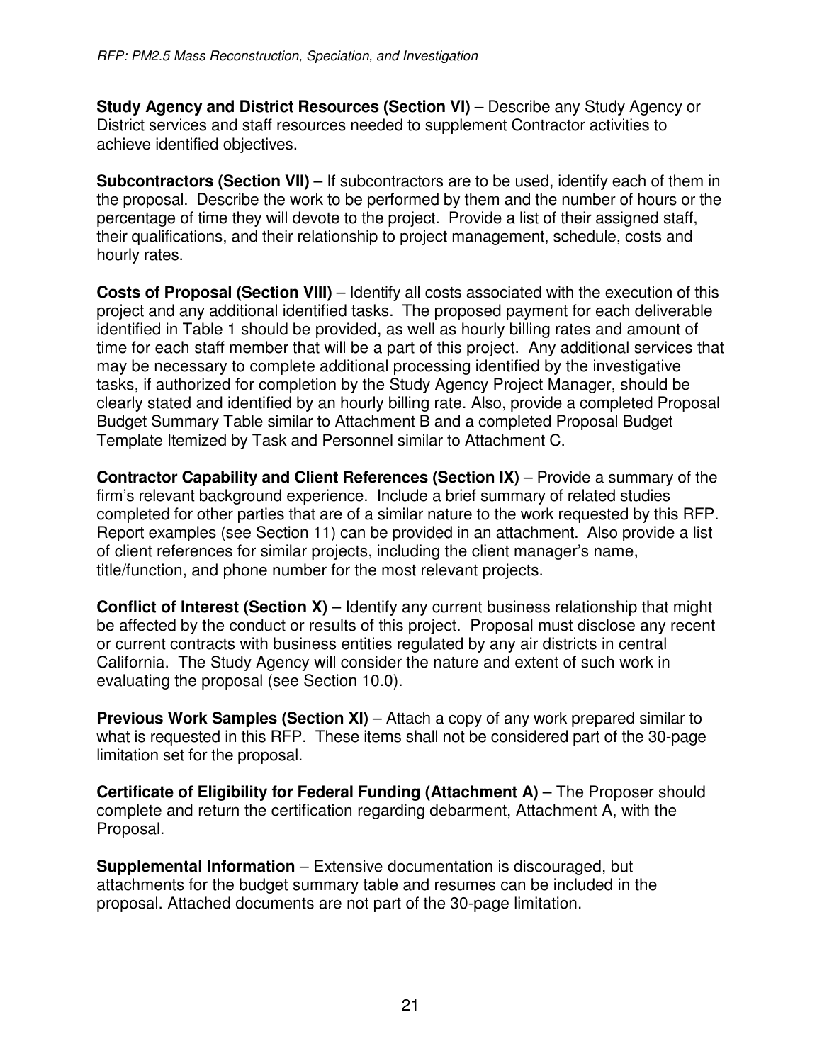**Study Agency and District Resources (Section VI)** – Describe any Study Agency or District services and staff resources needed to supplement Contractor activities to achieve identified objectives.

**Subcontractors (Section VII)** – If subcontractors are to be used, identify each of them in the proposal. Describe the work to be performed by them and the number of hours or the percentage of time they will devote to the project. Provide a list of their assigned staff, their qualifications, and their relationship to project management, schedule, costs and hourly rates.

**Costs of Proposal (Section VIII)** – Identify all costs associated with the execution of this project and any additional identified tasks. The proposed payment for each deliverable identified in Table 1 should be provided, as well as hourly billing rates and amount of time for each staff member that will be a part of this project. Any additional services that may be necessary to complete additional processing identified by the investigative tasks, if authorized for completion by the Study Agency Project Manager, should be clearly stated and identified by an hourly billing rate. Also, provide a completed Proposal Budget Summary Table similar to Attachment B and a completed Proposal Budget Template Itemized by Task and Personnel similar to Attachment C.

**Contractor Capability and Client References (Section IX)** – Provide a summary of the firm's relevant background experience. Include a brief summary of related studies completed for other parties that are of a similar nature to the work requested by this RFP. Report examples (see Section 11) can be provided in an attachment. Also provide a list of client references for similar projects, including the client manager's name, title/function, and phone number for the most relevant projects.

**Conflict of Interest (Section X)** – Identify any current business relationship that might be affected by the conduct or results of this project. Proposal must disclose any recent or current contracts with business entities regulated by any air districts in central California. The Study Agency will consider the nature and extent of such work in evaluating the proposal (see Section 10.0).

**Previous Work Samples (Section XI)** – Attach a copy of any work prepared similar to what is requested in this RFP. These items shall not be considered part of the 30-page limitation set for the proposal.

**Certificate of Eligibility for Federal Funding (Attachment A)** – The Proposer should complete and return the certification regarding debarment, Attachment A, with the Proposal.

**Supplemental Information** – Extensive documentation is discouraged, but attachments for the budget summary table and resumes can be included in the proposal. Attached documents are not part of the 30-page limitation.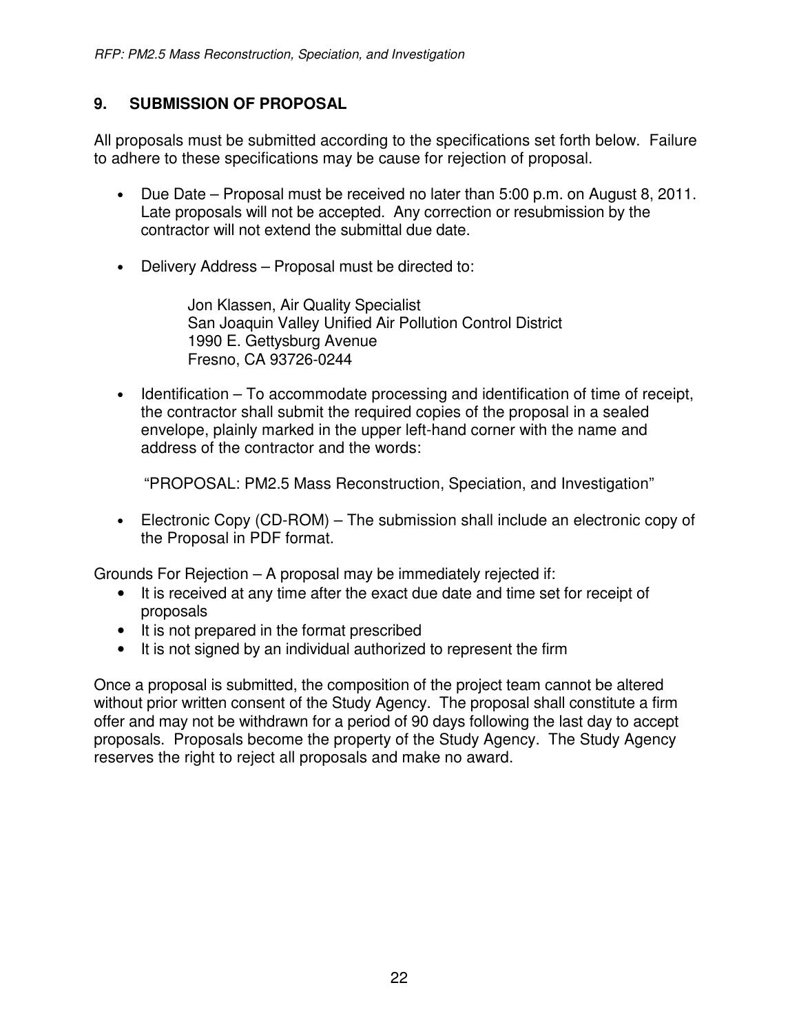## 9. SUBMISSION OF PROPOSAL

All proposals must be submitted according to the specifications set forth below. Failure to adhere to these specifications may be cause for rejection of proposal.

- Due Date – Proposal must be received no later than 5:00 p.m. on August 8, 2011. Late proposals will not be accepted. Any correction or resubmission by the contractor will not extend the submittal due date.

- Delivery Address – Proposal must be directed to:

  Jon Klassen, Air Quality Specialist
  San Joaquin Valley Unified Air Pollution Control District
  1990 E. Gettysburg Avenue
  Fresno, CA 93726-0244

- Identification – To accommodate processing and identification of time of receipt, the contractor shall submit the required copies of the proposal in a sealed envelope, plainly marked in the upper left-hand corner with the name and address of the contractor and the words:

  "PROPOSAL: PM2.5 Mass Reconstruction, Speciation, and Investigation"

- Electronic Copy (CD-ROM) – The submission shall include an electronic copy of the Proposal in PDF format.

Grounds For Rejection – A proposal may be immediately rejected if:

- It is received at any time after the exact due date and time set for receipt of proposals
- It is not prepared in the format prescribed
- It is not signed by an individual authorized to represent the firm

Once a proposal is submitted, the composition of the project team cannot be altered without prior written consent of the Study Agency. The proposal shall constitute a firm offer and may not be withdrawn for a period of 90 days following the last day to accept proposals. Proposals become the property of the Study Agency. The Study Agency reserves the right to reject all proposals and make no award.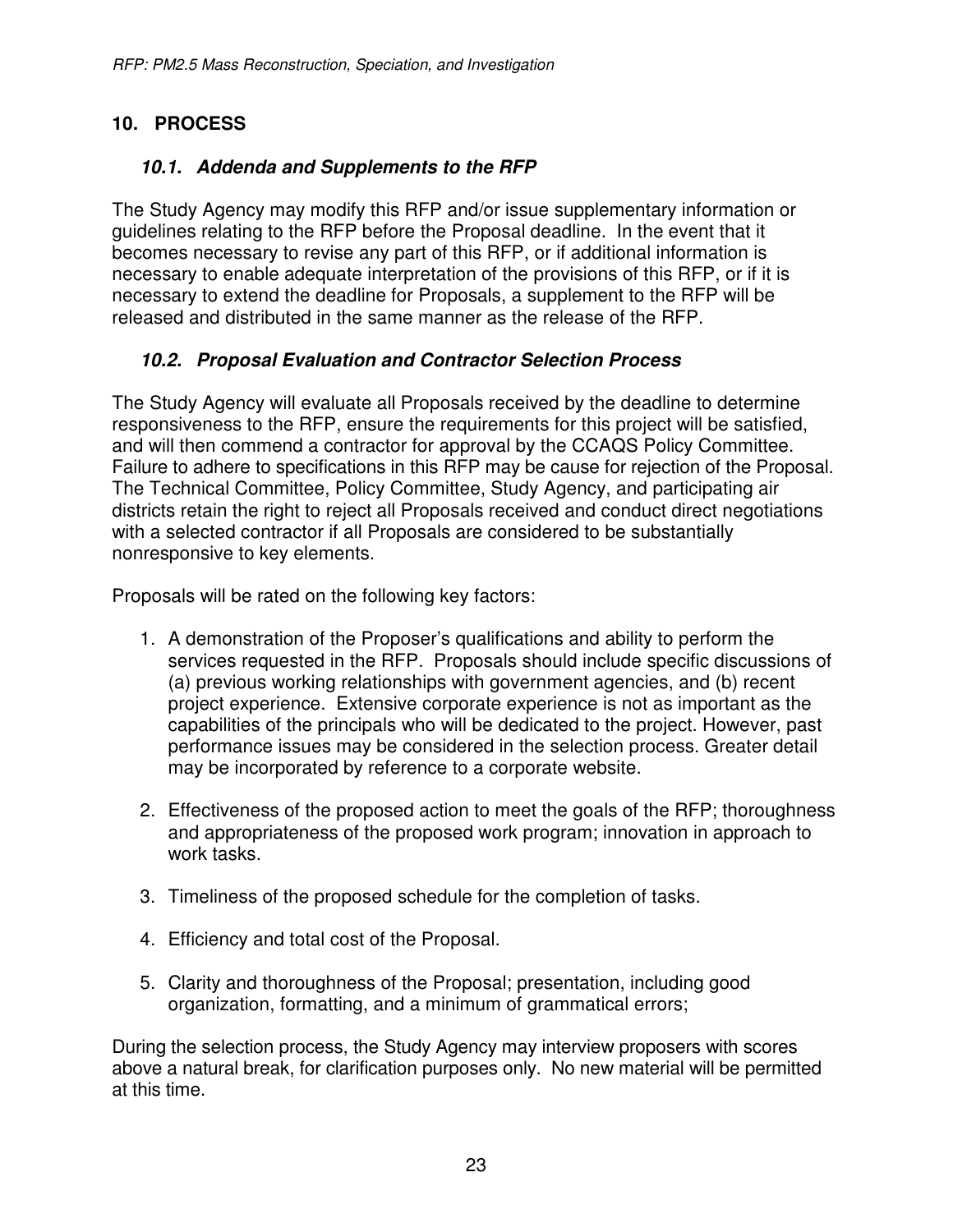## 10. PROCESS

### *10.1. Addenda and Supplements to the RFP*

The Study Agency may modify this RFP and/or issue supplementary information or guidelines relating to the RFP before the Proposal deadline. In the event that it becomes necessary to revise any part of this RFP, or if additional information is necessary to enable adequate interpretation of the provisions of this RFP, or if it is necessary to extend the deadline for Proposals, a supplement to the RFP will be released and distributed in the same manner as the release of the RFP.

### *10.2. Proposal Evaluation and Contractor Selection Process*

The Study Agency will evaluate all Proposals received by the deadline to determine responsiveness to the RFP, ensure the requirements for this project will be satisfied, and will then commend a contractor for approval by the CCAQS Policy Committee. Failure to adhere to specifications in this RFP may be cause for rejection of the Proposal. The Technical Committee, Policy Committee, Study Agency, and participating air districts retain the right to reject all Proposals received and conduct direct negotiations with a selected contractor if all Proposals are considered to be substantially nonresponsive to key elements.

Proposals will be rated on the following key factors:

1. A demonstration of the Proposer's qualifications and ability to perform the services requested in the RFP. Proposals should include specific discussions of (a) previous working relationships with government agencies, and (b) recent project experience. Extensive corporate experience is not as important as the capabilities of the principals who will be dedicated to the project. However, past performance issues may be considered in the selection process. Greater detail may be incorporated by reference to a corporate website.

2. Effectiveness of the proposed action to meet the goals of the RFP; thoroughness and appropriateness of the proposed work program; innovation in approach to work tasks.

3. Timeliness of the proposed schedule for the completion of tasks.

4. Efficiency and total cost of the Proposal.

5. Clarity and thoroughness of the Proposal; presentation, including good organization, formatting, and a minimum of grammatical errors;

During the selection process, the Study Agency may interview proposers with scores above a natural break, for clarification purposes only. No new material will be permitted at this time.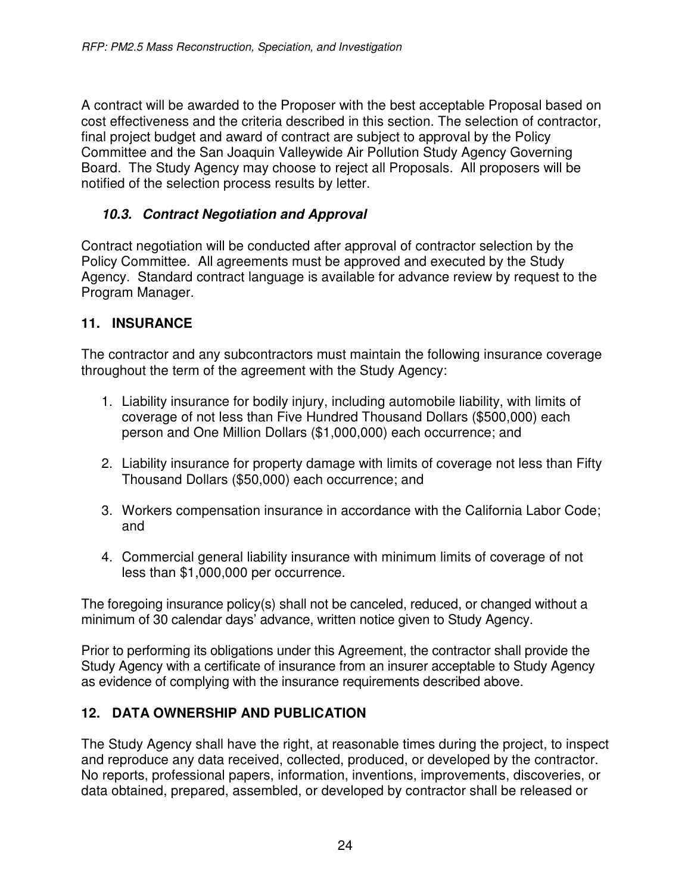A contract will be awarded to the Proposer with the best acceptable Proposal based on cost effectiveness and the criteria described in this section. The selection of contractor, final project budget and award of contract are subject to approval by the Policy Committee and the San Joaquin Valleywide Air Pollution Study Agency Governing Board. The Study Agency may choose to reject all Proposals. All proposers will be notified of the selection process results by letter.

### *10.3. Contract Negotiation and Approval*

Contract negotiation will be conducted after approval of contractor selection by the Policy Committee. All agreements must be approved and executed by the Study Agency. Standard contract language is available for advance review by request to the Program Manager.

## 11. INSURANCE

The contractor and any subcontractors must maintain the following insurance coverage throughout the term of the agreement with the Study Agency:

1. Liability insurance for bodily injury, including automobile liability, with limits of coverage of not less than Five Hundred Thousand Dollars ($500,000) each person and One Million Dollars ($1,000,000) each occurrence; and

2. Liability insurance for property damage with limits of coverage not less than Fifty Thousand Dollars ($50,000) each occurrence; and

3. Workers compensation insurance in accordance with the California Labor Code; and

4. Commercial general liability insurance with minimum limits of coverage of not less than $1,000,000 per occurrence.

The foregoing insurance policy(s) shall not be canceled, reduced, or changed without a minimum of 30 calendar days' advance, written notice given to Study Agency.

Prior to performing its obligations under this Agreement, the contractor shall provide the Study Agency with a certificate of insurance from an insurer acceptable to Study Agency as evidence of complying with the insurance requirements described above.

## 12. DATA OWNERSHIP AND PUBLICATION

The Study Agency shall have the right, at reasonable times during the project, to inspect and reproduce any data received, collected, produced, or developed by the contractor. No reports, professional papers, information, inventions, improvements, discoveries, or data obtained, prepared, assembled, or developed by contractor shall be released or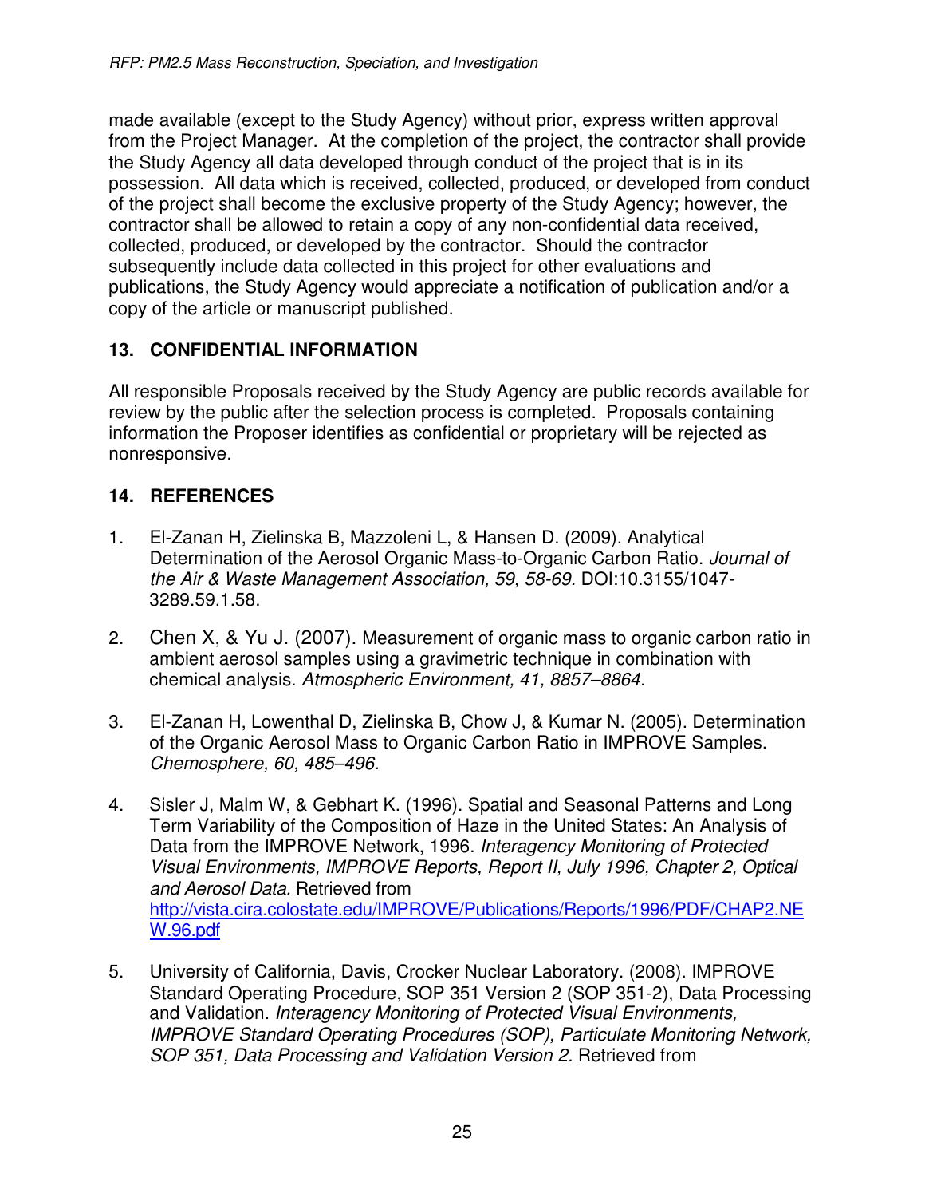made available (except to the Study Agency) without prior, express written approval from the Project Manager. At the completion of the project, the contractor shall provide the Study Agency all data developed through conduct of the project that is in its possession. All data which is received, collected, produced, or developed from conduct of the project shall become the exclusive property of the Study Agency; however, the contractor shall be allowed to retain a copy of any non-confidential data received, collected, produced, or developed by the contractor. Should the contractor subsequently include data collected in this project for other evaluations and publications, the Study Agency would appreciate a notification of publication and/or a copy of the article or manuscript published.

## 13. CONFIDENTIAL INFORMATION

All responsible Proposals received by the Study Agency are public records available for review by the public after the selection process is completed. Proposals containing information the Proposer identifies as confidential or proprietary will be rejected as nonresponsive.

## 14. REFERENCES

1. El-Zanan H, Zielinska B, Mazzoleni L, & Hansen D. (2009). Analytical Determination of the Aerosol Organic Mass-to-Organic Carbon Ratio. *Journal of the Air & Waste Management Association, 59, 58-69.* DOI:10.3155/1047-3289.59.1.58.

2. Chen X, & Yu J. (2007). Measurement of organic mass to organic carbon ratio in ambient aerosol samples using a gravimetric technique in combination with chemical analysis. *Atmospheric Environment, 41, 8857–8864.*

3. El-Zanan H, Lowenthal D, Zielinska B, Chow J, & Kumar N. (2005). Determination of the Organic Aerosol Mass to Organic Carbon Ratio in IMPROVE Samples. *Chemosphere, 60, 485–496.*

4. Sisler J, Malm W, & Gebhart K. (1996). Spatial and Seasonal Patterns and Long Term Variability of the Composition of Haze in the United States: An Analysis of Data from the IMPROVE Network, 1996. *Interagency Monitoring of Protected Visual Environments, IMPROVE Reports, Report II, July 1996, Chapter 2, Optical and Aerosol Data*. Retrieved from http://vista.cira.colostate.edu/IMPROVE/Publications/Reports/1996/PDF/CHAP2.NEW.96.pdf

5. University of California, Davis, Crocker Nuclear Laboratory. (2008). IMPROVE Standard Operating Procedure, SOP 351 Version 2 (SOP 351-2), Data Processing and Validation. *Interagency Monitoring of Protected Visual Environments, IMPROVE Standard Operating Procedures (SOP), Particulate Monitoring Network, SOP 351, Data Processing and Validation Version 2.* Retrieved from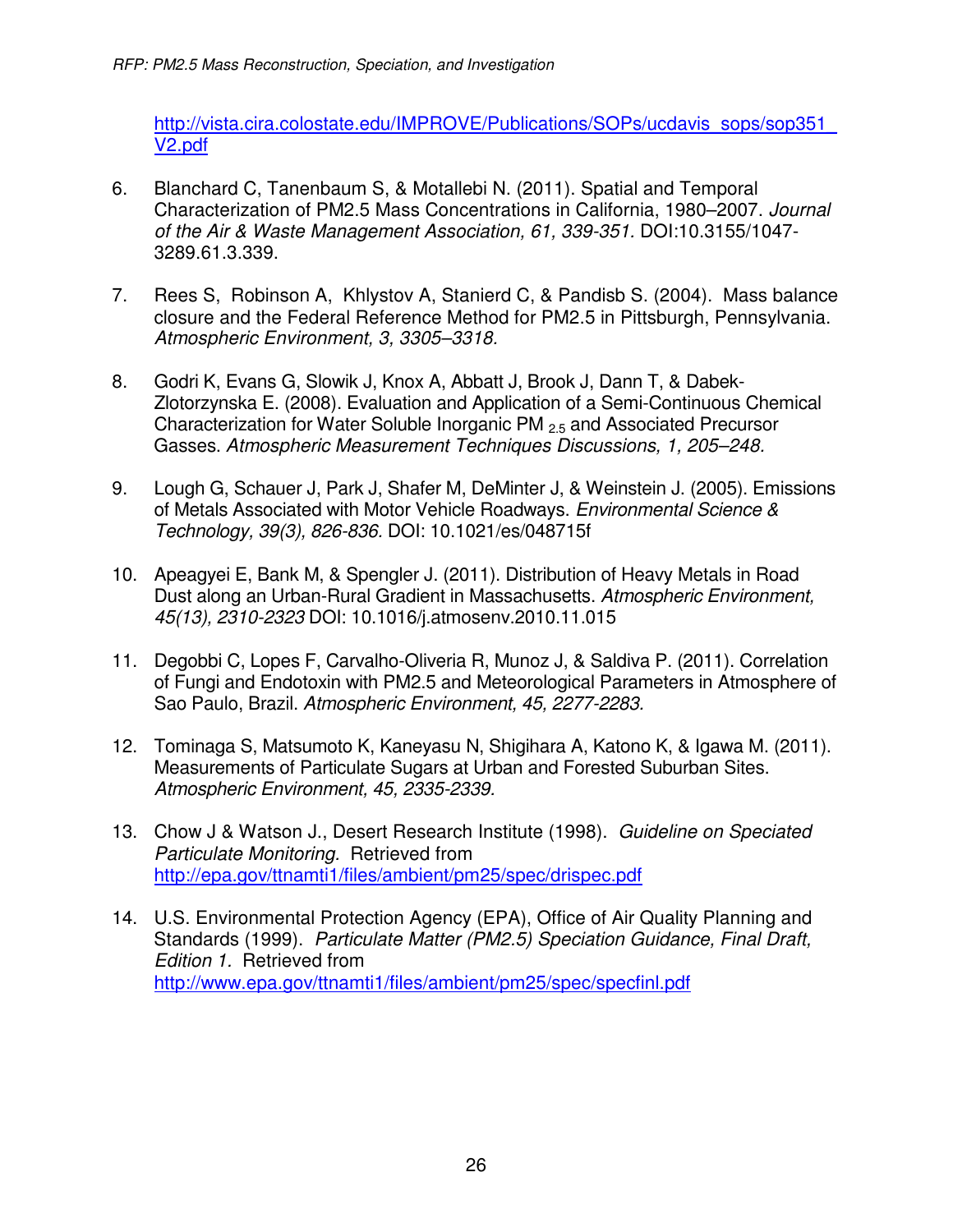http://vista.cira.colostate.edu/IMPROVE/Publications/SOPs/ucdavis_sops/sop351_V2.pdf

6. Blanchard C, Tanenbaum S, & Motallebi N. (2011). Spatial and Temporal Characterization of PM2.5 Mass Concentrations in California, 1980–2007. *Journal of the Air & Waste Management Association, 61, 339-351.* DOI:10.3155/1047-3289.61.3.339.

7. Rees S, Robinson A, Khlystov A, Stanierd C, & Pandisb S. (2004). Mass balance closure and the Federal Reference Method for PM2.5 in Pittsburgh, Pennsylvania. *Atmospheric Environment, 3, 3305–3318.*

8. Godri K, Evans G, Slowik J, Knox A, Abbatt J, Brook J, Dann T, & Dabek-Zlotorzynska E. (2008). Evaluation and Application of a Semi-Continuous Chemical Characterization for Water Soluble Inorganic $PM_{2.5}$ and Associated Precursor Gasses. *Atmospheric Measurement Techniques Discussions, 1, 205–248.*

9. Lough G, Schauer J, Park J, Shafer M, DeMinter J, & Weinstein J. (2005). Emissions of Metals Associated with Motor Vehicle Roadways. *Environmental Science & Technology, 39(3), 826-836.* DOI: 10.1021/es048715f

10. Apeagyei E, Bank M, & Spengler J. (2011). Distribution of Heavy Metals in Road Dust along an Urban-Rural Gradient in Massachusetts. *Atmospheric Environment, 45(13), 2310-2323* DOI: 10.1016/j.atmosenv.2010.11.015

11. Degobbi C, Lopes F, Carvalho-Oliveria R, Munoz J, & Saldiva P. (2011). Correlation of Fungi and Endotoxin with PM2.5 and Meteorological Parameters in Atmosphere of Sao Paulo, Brazil. *Atmospheric Environment, 45, 2277-2283.*

12. Tominaga S, Matsumoto K, Kaneyasu N, Shigihara A, Katono K, & Igawa M. (2011). Measurements of Particulate Sugars at Urban and Forested Suburban Sites. *Atmospheric Environment, 45, 2335-2339.*

13. Chow J & Watson J., Desert Research Institute (1998). *Guideline on Speciated Particulate Monitoring.* Retrieved from http://epa.gov/ttnamti1/files/ambient/pm25/spec/drispec.pdf

14. U.S. Environmental Protection Agency (EPA), Office of Air Quality Planning and Standards (1999). *Particulate Matter (PM2.5) Speciation Guidance, Final Draft, Edition 1.* Retrieved from http://www.epa.gov/ttnamti1/files/ambient/pm25/spec/specfinl.pdf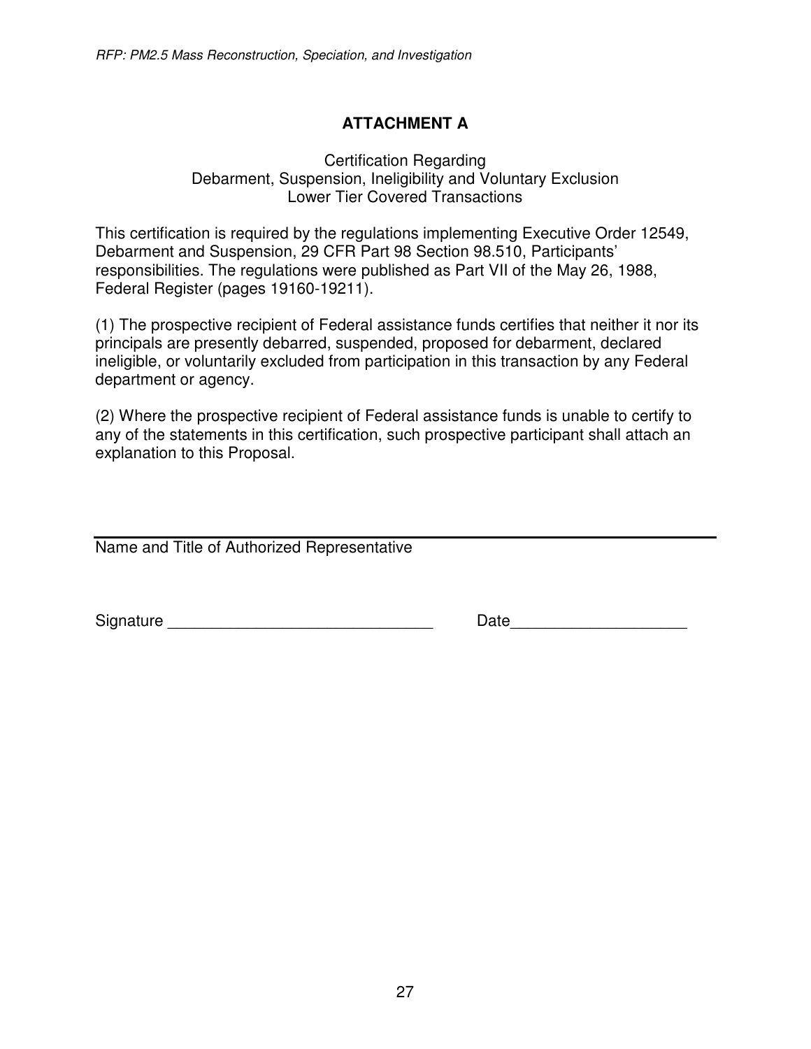# ATTACHMENT A

Certification Regarding
Debarment, Suspension, Ineligibility and Voluntary Exclusion
Lower Tier Covered Transactions

This certification is required by the regulations implementing Executive Order 12549, Debarment and Suspension, 29 CFR Part 98 Section 98.510, Participants' responsibilities. The regulations were published as Part VII of the May 26, 1988, Federal Register (pages 19160-19211).

(1) The prospective recipient of Federal assistance funds certifies that neither it nor its principals are presently debarred, suspended, proposed for debarment, declared ineligible, or voluntarily excluded from participation in this transaction by any Federal department or agency.

(2) Where the prospective recipient of Federal assistance funds is unable to certify to any of the statements in this certification, such prospective participant shall attach an explanation to this Proposal.

______________________________________________________________

Name and Title of Authorized Representative

Signature ______________________________ Date____________________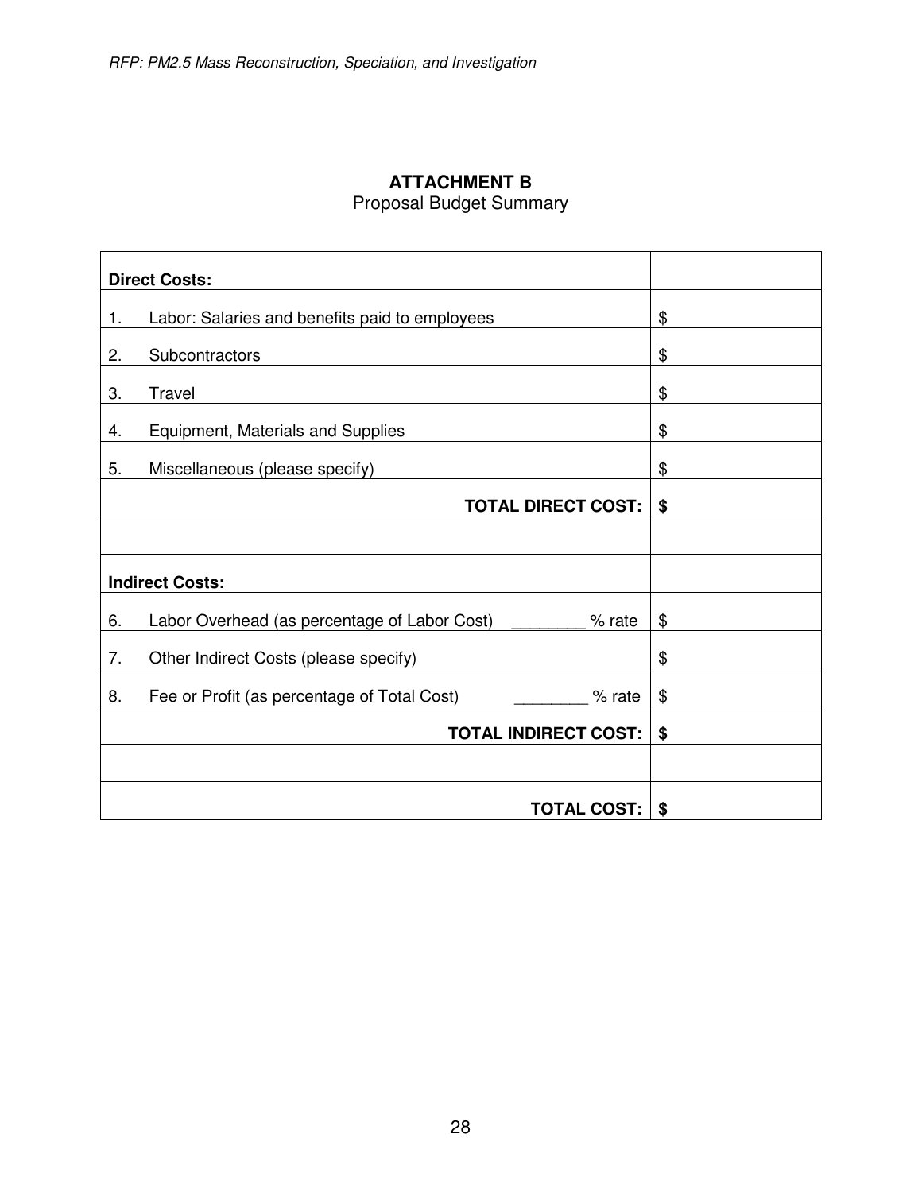## ATTACHMENT B

Proposal Budget Summary

| **Direct Costs:** | |
|---|---|
| 1. Labor: Salaries and benefits paid to employees | $ |
| 2. Subcontractors | $ |
| 3. Travel | $ |
| 4. Equipment, Materials and Supplies | $ |
| 5. Miscellaneous (please specify) | $ |
| **TOTAL DIRECT COST:** | **$** |
| | |
| **Indirect Costs:** | |
| 6. Labor Overhead (as percentage of Labor Cost) ________ % rate | $ |
| 7. Other Indirect Costs (please specify) | $ |
| 8. Fee or Profit (as percentage of Total Cost) ________ % rate | $ |
| **TOTAL INDIRECT COST:** | **$** |
| | |
| **TOTAL COST:** | **$** |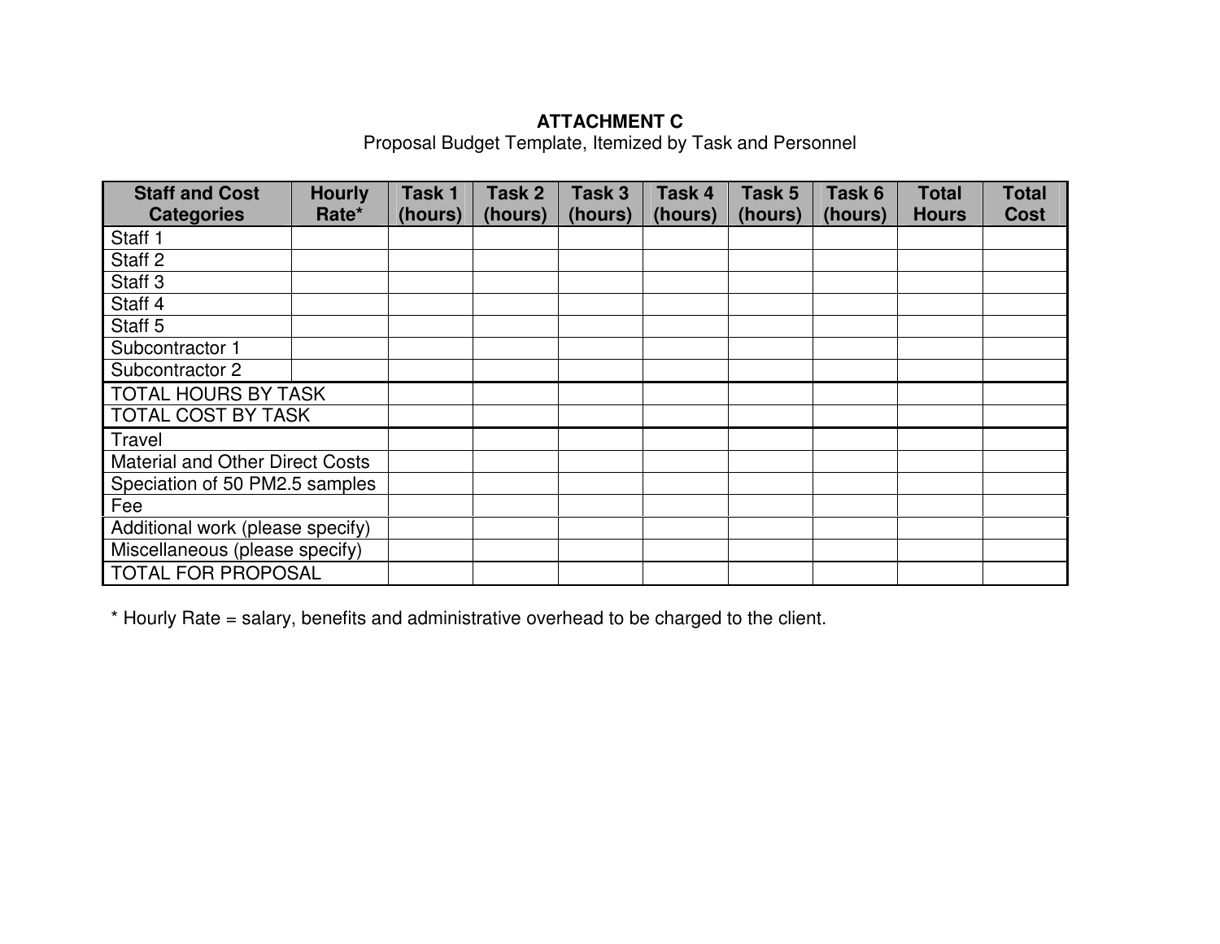**ATTACHMENT C**

Proposal Budget Template, Itemized by Task and Personnel

| Staff and Cost Categories | Hourly Rate* | Task 1 (hours) | Task 2 (hours) | Task 3 (hours) | Task 4 (hours) | Task 5 (hours) | Task 6 (hours) | Total Hours | Total Cost |
|---|---|---|---|---|---|---|---|---|---|
| Staff 1 | | | | | | | | | |
| Staff 2 | | | | | | | | | |
| Staff 3 | | | | | | | | | |
| Staff 4 | | | | | | | | | |
| Staff 5 | | | | | | | | | |
| Subcontractor 1 | | | | | | | | | |
| Subcontractor 2 | | | | | | | | | |
| TOTAL HOURS BY TASK | | | | | | | | | |
| TOTAL COST BY TASK | | | | | | | | | |
| Travel | | | | | | | | | |
| Material and Other Direct Costs | | | | | | | | | |
| Speciation of 50 PM2.5 samples | | | | | | | | | |
| Fee | | | | | | | | | |
| Additional work (please specify) | | | | | | | | | |
| Miscellaneous (please specify) | | | | | | | | | |
| TOTAL FOR PROPOSAL | | | | | | | | | |

* Hourly Rate = salary, benefits and administrative overhead to be charged to the client.